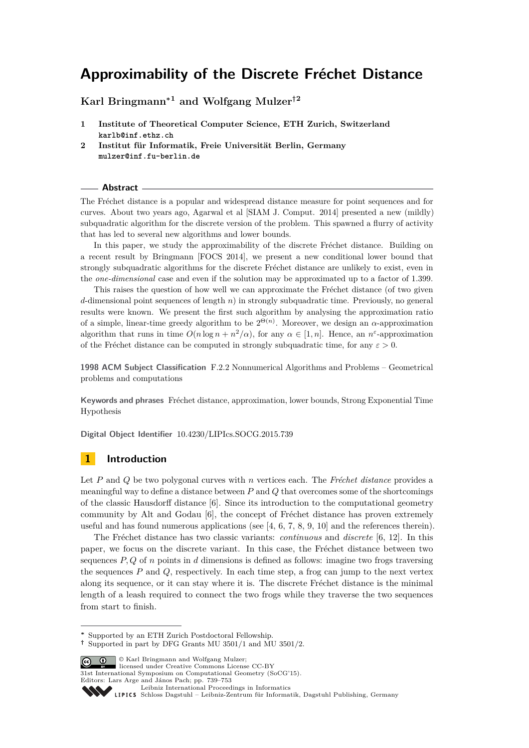# Approximability of the Discrete Fréchet Distance

**Karl Bringmann*[1] and Wolfgang Mulzer†[2]**

1. **Institute of Theoretical Computer Science, ETH Zurich, Switzerland**
   karlb@inf.ethz.ch
2. **Institut für Informatik, Freie Universität Berlin, Germany**
   mulzer@inf.fu-berlin.de

## Abstract

The Fréchet distance is a popular and widespread distance measure for point sequences and for curves. About two years ago, Agarwal et al [SIAM J. Comput. 2014] presented a new (mildly) subquadratic algorithm for the discrete version of the problem. This spawned a flurry of activity that has led to several new algorithms and lower bounds.

In this paper, we study the approximability of the discrete Fréchet distance. Building on a recent result by Bringmann [FOCS 2014], we present a new conditional lower bound that strongly subquadratic algorithms for the discrete Fréchet distance are unlikely to exist, even in the *one-dimensional* case and even if the solution may be approximated up to a factor of 1.399.

This raises the question of how well we can approximate the Fréchet distance (of two given $d$-dimensional point sequences of length $n$) in strongly subquadratic time. Previously, no general results were known. We present the first such algorithm by analysing the approximation ratio of a simple, linear-time greedy algorithm to be $2^{\Theta(n)}$. Moreover, we design an $\alpha$-approximation algorithm that runs in time $O(n \log n + n^2/\alpha)$, for any $\alpha \in [1, n]$. Hence, an $n^\varepsilon$-approximation of the Fréchet distance can be computed in strongly subquadratic time, for any $\varepsilon > 0$.

**1998 ACM Subject Classification** F.2.2 Nonnumerical Algorithms and Problems – Geometrical problems and computations

**Keywords and phrases** Fréchet distance, approximation, lower bounds, Strong Exponential Time Hypothesis

**Digital Object Identifier** 10.4230/LIPIcs.SOCG.2015.739

## 1 Introduction

Let $P$ and $Q$ be two polygonal curves with $n$ vertices each. The *Fréchet distance* provides a meaningful way to define a distance between $P$ and $Q$ that overcomes some of the shortcomings of the classic Hausdorff distance [6]. Since its introduction to the computational geometry community by Alt and Godau [6], the concept of Fréchet distance has proven extremely useful and has found numerous applications (see [4, 6, 7, 8, 9, 10] and the references therein).

The Fréchet distance has two classic variants: *continuous* and *discrete* [6, 12]. In this paper, we focus on the discrete variant. In this case, the Fréchet distance between two sequences $P, Q$ of $n$ points in $d$ dimensions is defined as follows: imagine two frogs traversing the sequences $P$ and $Q$, respectively. In each time step, a frog can jump to the next vertex along its sequence, or it can stay where it is. The discrete Fréchet distance is the minimal length of a leash required to connect the two frogs while they traverse the two sequences from start to finish.

---

* Supported by an ETH Zurich Postdoctoral Fellowship.
† Supported in part by DFG Grants MU 3501/1 and MU 3501/2.

© Karl Bringmann and Wolfgang Mulzer; licensed under Creative Commons License CC-BY
31st International Symposium on Computational Geometry (SoCG'15).
Editors: Lars Arge and János Pach; pp. 739–753
Leibniz International Proceedings in Informatics
Schloss Dagstuhl – Leibniz-Zentrum für Informatik, Dagstuhl Publishing, Germany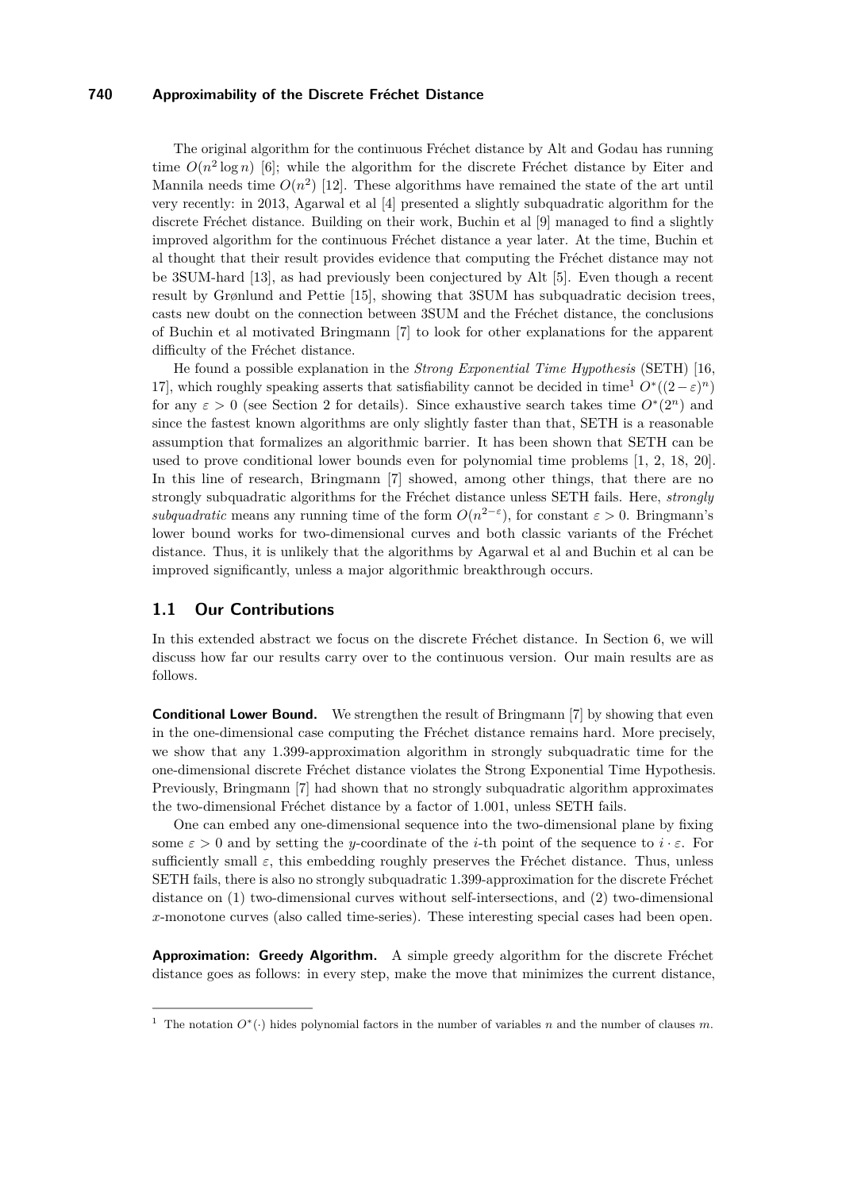The original algorithm for the continuous Fréchet distance by Alt and Godau has running time $O(n^2 \log n)$ [6]; while the algorithm for the discrete Fréchet distance by Eiter and Mannila needs time $O(n^2)$ [12]. These algorithms have remained the state of the art until very recently: in 2013, Agarwal et al [4] presented a slightly subquadratic algorithm for the discrete Fréchet distance. Building on their work, Buchin et al [9] managed to find a slightly improved algorithm for the continuous Fréchet distance a year later. At the time, Buchin et al thought that their result provides evidence that computing the Fréchet distance may not be 3SUM-hard [13], as had previously been conjectured by Alt [5]. Even though a recent result by Grønlund and Pettie [15], showing that 3SUM has subquadratic decision trees, casts new doubt on the connection between 3SUM and the Fréchet distance, the conclusions of Buchin et al motivated Bringmann [7] to look for other explanations for the apparent difficulty of the Fréchet distance.

He found a possible explanation in the *Strong Exponential Time Hypothesis* (SETH) [16, 17], which roughly speaking asserts that satisfiability cannot be decided in time[1] $O^*((2-\varepsilon)^n)$ for any $\varepsilon > 0$ (see Section 2 for details). Since exhaustive search takes time $O^*(2^n)$ and since the fastest known algorithms are only slightly faster than that, SETH is a reasonable assumption that formalizes an algorithmic barrier. It has been shown that SETH can be used to prove conditional lower bounds even for polynomial time problems [1, 2, 18, 20]. In this line of research, Bringmann [7] showed, among other things, that there are no strongly subquadratic algorithms for the Fréchet distance unless SETH fails. Here, *strongly subquadratic* means any running time of the form $O(n^{2-\varepsilon})$, for constant $\varepsilon > 0$. Bringmann's lower bound works for two-dimensional curves and both classic variants of the Fréchet distance. Thus, it is unlikely that the algorithms by Agarwal et al and Buchin et al can be improved significantly, unless a major algorithmic breakthrough occurs.

## 1.1 Our Contributions

In this extended abstract we focus on the discrete Fréchet distance. In Section 6, we will discuss how far our results carry over to the continuous version. Our main results are as follows.

**Conditional Lower Bound.** We strengthen the result of Bringmann [7] by showing that even in the one-dimensional case computing the Fréchet distance remains hard. More precisely, we show that any 1.399-approximation algorithm in strongly subquadratic time for the one-dimensional discrete Fréchet distance violates the Strong Exponential Time Hypothesis. Previously, Bringmann [7] had shown that no strongly subquadratic algorithm approximates the two-dimensional Fréchet distance by a factor of 1.001, unless SETH fails.

One can embed any one-dimensional sequence into the two-dimensional plane by fixing some $\varepsilon > 0$ and by setting the $y$-coordinate of the $i$-th point of the sequence to $i \cdot \varepsilon$. For sufficiently small $\varepsilon$, this embedding roughly preserves the Fréchet distance. Thus, unless SETH fails, there is also no strongly subquadratic 1.399-approximation for the discrete Fréchet distance on (1) two-dimensional curves without self-intersections, and (2) two-dimensional $x$-monotone curves (also called time-series). These interesting special cases had been open.

**Approximation: Greedy Algorithm.** A simple greedy algorithm for the discrete Fréchet distance goes as follows: in every step, make the move that minimizes the current distance,

[1] The notation $O^*(\cdot)$ hides polynomial factors in the number of variables $n$ and the number of clauses $m$.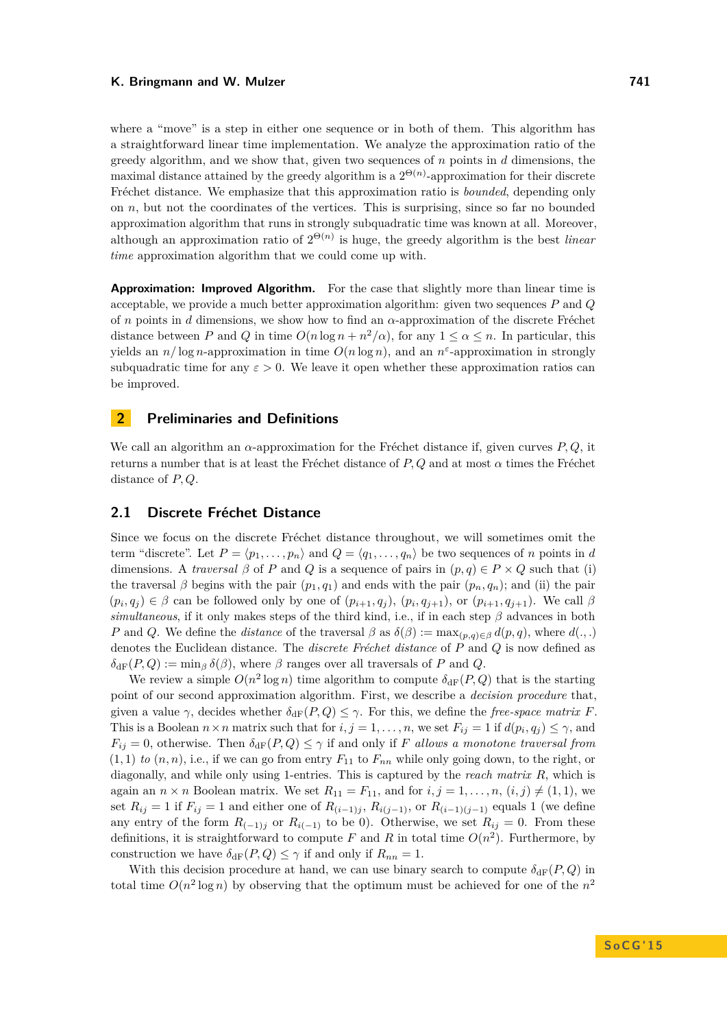where a "move" is a step in either one sequence or in both of them. This algorithm has a straightforward linear time implementation. We analyze the approximation ratio of the greedy algorithm, and we show that, given two sequences of $n$ points in $d$ dimensions, the maximal distance attained by the greedy algorithm is a $2^{\Theta(n)}$-approximation for their discrete Fréchet distance. We emphasize that this approximation ratio is *bounded*, depending only on $n$, but not the coordinates of the vertices. This is surprising, since so far no bounded approximation algorithm that runs in strongly subquadratic time was known at all. Moreover, although an approximation ratio of $2^{\Theta(n)}$ is huge, the greedy algorithm is the best *linear time* approximation algorithm that we could come up with.

**Approximation: Improved Algorithm.** For the case that slightly more than linear time is acceptable, we provide a much better approximation algorithm: given two sequences $P$ and $Q$ of $n$ points in $d$ dimensions, we show how to find an $\alpha$-approximation of the discrete Fréchet distance between $P$ and $Q$ in time $O(n \log n + n^2/\alpha)$, for any $1 \leq \alpha \leq n$. In particular, this yields an $n/\log n$-approximation in time $O(n \log n)$, and an $n^{\varepsilon}$-approximation in strongly subquadratic time for any $\varepsilon > 0$. We leave it open whether these approximation ratios can be improved.

## 2 Preliminaries and Definitions

We call an algorithm an $\alpha$-approximation for the Fréchet distance if, given curves $P, Q$, it returns a number that is at least the Fréchet distance of $P, Q$ and at most $\alpha$ times the Fréchet distance of $P, Q$.

### 2.1 Discrete Fréchet Distance

Since we focus on the discrete Fréchet distance throughout, we will sometimes omit the term "discrete". Let $P = \langle p_1, \ldots, p_n \rangle$ and $Q = \langle q_1, \ldots, q_n \rangle$ be two sequences of $n$ points in $d$ dimensions. A *traversal* $\beta$ of $P$ and $Q$ is a sequence of pairs in $(p, q) \in P \times Q$ such that (i) the traversal $\beta$ begins with the pair $(p_1, q_1)$ and ends with the pair $(p_n, q_n)$; and (ii) the pair $(p_i, q_j) \in \beta$ can be followed only by one of $(p_{i+1}, q_j)$, $(p_i, q_{j+1})$, or $(p_{i+1}, q_{j+1})$. We call $\beta$ *simultaneous*, if it only makes steps of the third kind, i.e., if in each step $\beta$ advances in both $P$ and $Q$. We define the *distance* of the traversal $\beta$ as $\delta(\beta) := \max_{(p,q) \in \beta} d(p, q)$, where $d(.,.)$ denotes the Euclidean distance. The *discrete Fréchet distance* of $P$ and $Q$ is now defined as $\delta_{\mathrm{dF}}(P, Q) := \min_{\beta} \delta(\beta)$, where $\beta$ ranges over all traversals of $P$ and $Q$.

We review a simple $O(n^2 \log n)$ time algorithm to compute $\delta_{\mathrm{dF}}(P, Q)$ that is the starting point of our second approximation algorithm. First, we describe a *decision procedure* that, given a value $\gamma$, decides whether $\delta_{\mathrm{dF}}(P, Q) \leq \gamma$. For this, we define the *free-space matrix* $F$. This is a Boolean $n \times n$ matrix such that for $i, j = 1, \ldots, n$, we set $F_{ij} = 1$ if $d(p_i, q_j) \leq \gamma$, and $F_{ij} = 0$, otherwise. Then $\delta_{\mathrm{dF}}(P, Q) \leq \gamma$ if and only if $F$ *allows a monotone traversal from* $(1, 1)$ *to* $(n, n)$, i.e., if we can go from entry $F_{11}$ to $F_{nn}$ while only going down, to the right, or diagonally, and while only using 1-entries. This is captured by the *reach matrix* $R$, which is again an $n \times n$ Boolean matrix. We set $R_{11} = F_{11}$, and for $i, j = 1, \ldots, n$, $(i, j) \neq (1, 1)$, we set $R_{ij} = 1$ if $F_{ij} = 1$ and either one of $R_{(i-1)j}$, $R_{i(j-1)}$, or $R_{(i-1)(j-1)}$ equals 1 (we define any entry of the form $R_{(-1)j}$ or $R_{i(-1)}$ to be 0). Otherwise, we set $R_{ij} = 0$. From these definitions, it is straightforward to compute $F$ and $R$ in total time $O(n^2)$. Furthermore, by construction we have $\delta_{\mathrm{dF}}(P, Q) \leq \gamma$ if and only if $R_{nn} = 1$.

With this decision procedure at hand, we can use binary search to compute $\delta_{\mathrm{dF}}(P, Q)$ in total time $O(n^2 \log n)$ by observing that the optimum must be achieved for one of the $n^2$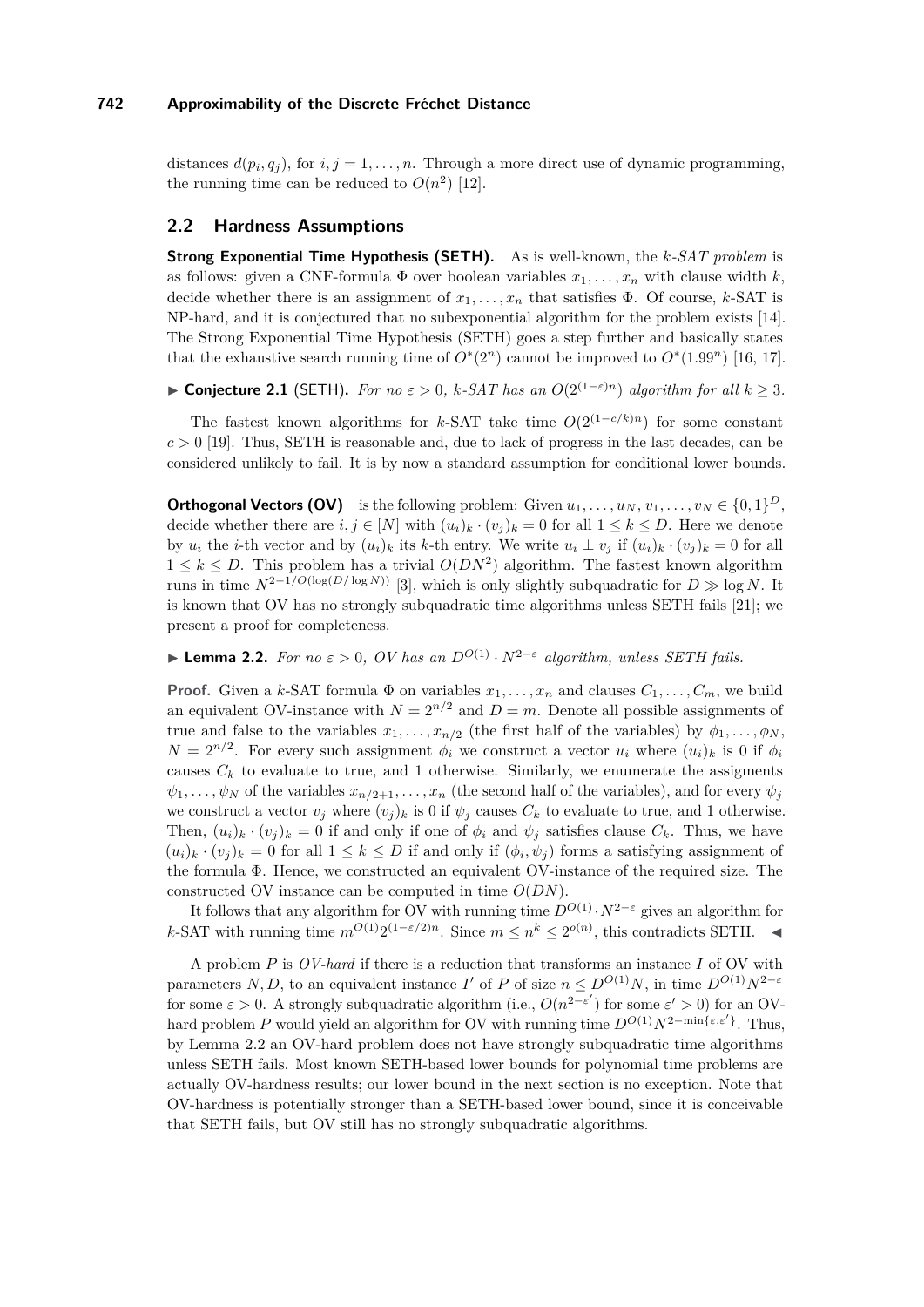distances $d(p_i, q_j)$, for $i, j = 1, \ldots, n$. Through a more direct use of dynamic programming, the running time can be reduced to $O(n^2)$ [12].

## 2.2 Hardness Assumptions

**Strong Exponential Time Hypothesis (SETH).** As is well-known, the *k-SAT problem* is as follows: given a CNF-formula $\Phi$ over boolean variables $x_1, \ldots, x_n$ with clause width $k$, decide whether there is an assignment of $x_1, \ldots, x_n$ that satisfies $\Phi$. Of course, $k$-SAT is NP-hard, and it is conjectured that no subexponential algorithm for the problem exists [14]. The Strong Exponential Time Hypothesis (SETH) goes a step further and basically states that the exhaustive search running time of $O^*(2^n)$ cannot be improved to $O^*(1.99^n)$ [16, 17].

▶ **Conjecture 2.1** (SETH)**.** *For no $\varepsilon > 0$, $k$-SAT has an $O(2^{(1-\varepsilon)n})$ algorithm for all $k \geq 3$.*

The fastest known algorithms for $k$-SAT take time $O(2^{(1-c/k)n})$ for some constant $c > 0$ [19]. Thus, SETH is reasonable and, due to lack of progress in the last decades, can be considered unlikely to fail. It is by now a standard assumption for conditional lower bounds.

**Orthogonal Vectors (OV)** is the following problem: Given $u_1, \ldots, u_N, v_1, \ldots, v_N \in \{0,1\}^D$, decide whether there are $i, j \in [N]$ with $(u_i)_k \cdot (v_j)_k = 0$ for all $1 \leq k \leq D$. Here we denote by $u_i$ the $i$-th vector and by $(u_i)_k$ its $k$-th entry. We write $u_i \perp v_j$ if $(u_i)_k \cdot (v_j)_k = 0$ for all $1 \leq k \leq D$. This problem has a trivial $O(DN^2)$ algorithm. The fastest known algorithm runs in time $N^{2-1/O(\log(D/\log N))}$ [3], which is only slightly subquadratic for $D \gg \log N$. It is known that OV has no strongly subquadratic time algorithms unless SETH fails [21]; we present a proof for completeness.

▶ **Lemma 2.2.** *For no $\varepsilon > 0$, OV has an $D^{O(1)} \cdot N^{2-\varepsilon}$ algorithm, unless SETH fails.*

**Proof.** Given a $k$-SAT formula $\Phi$ on variables $x_1, \ldots, x_n$ and clauses $C_1, \ldots, C_m$, we build an equivalent OV-instance with $N = 2^{n/2}$ and $D = m$. Denote all possible assignments of true and false to the variables $x_1, \ldots, x_{n/2}$ (the first half of the variables) by $\phi_1, \ldots, \phi_N$, $N = 2^{n/2}$. For every such assignment $\phi_i$ we construct a vector $u_i$ where $(u_i)_k$ is 0 if $\phi_i$ causes $C_k$ to evaluate to true, and 1 otherwise. Similarly, we enumerate the assigments $\psi_1, \ldots, \psi_N$ of the variables $x_{n/2+1}, \ldots, x_n$ (the second half of the variables), and for every $\psi_j$ we construct a vector $v_j$ where $(v_j)_k$ is 0 if $\psi_j$ causes $C_k$ to evaluate to true, and 1 otherwise. Then, $(u_i)_k \cdot (v_j)_k = 0$ if and only if one of $\phi_i$ and $\psi_j$ satisfies clause $C_k$. Thus, we have $(u_i)_k \cdot (v_j)_k = 0$ for all $1 \leq k \leq D$ if and only if $(\phi_i, \psi_j)$ forms a satisfying assignment of the formula $\Phi$. Hence, we constructed an equivalent OV-instance of the required size. The constructed OV instance can be computed in time $O(DN)$.

It follows that any algorithm for OV with running time $D^{O(1)} \cdot N^{2-\varepsilon}$ gives an algorithm for $k$-SAT with running time $m^{O(1)} 2^{(1-\varepsilon/2)n}$. Since $m \leq n^k \leq 2^{o(n)}$, this contradicts SETH. ◀

A problem $P$ is *OV-hard* if there is a reduction that transforms an instance $I$ of OV with parameters $N, D$, to an equivalent instance $I'$ of $P$ of size $n \leq D^{O(1)}N$, in time $D^{O(1)}N^{2-\varepsilon}$ for some $\varepsilon > 0$. A strongly subquadratic algorithm (i.e., $O(n^{2-\varepsilon'})$ for some $\varepsilon' > 0$) for an OV-hard problem $P$ would yield an algorithm for OV with running time $D^{O(1)}N^{2-\min\{\varepsilon,\varepsilon'\}}$. Thus, by Lemma 2.2 an OV-hard problem does not have strongly subquadratic time algorithms unless SETH fails. Most known SETH-based lower bounds for polynomial time problems are actually OV-hardness results; our lower bound in the next section is no exception. Note that OV-hardness is potentially stronger than a SETH-based lower bound, since it is conceivable that SETH fails, but OV still has no strongly subquadratic algorithms.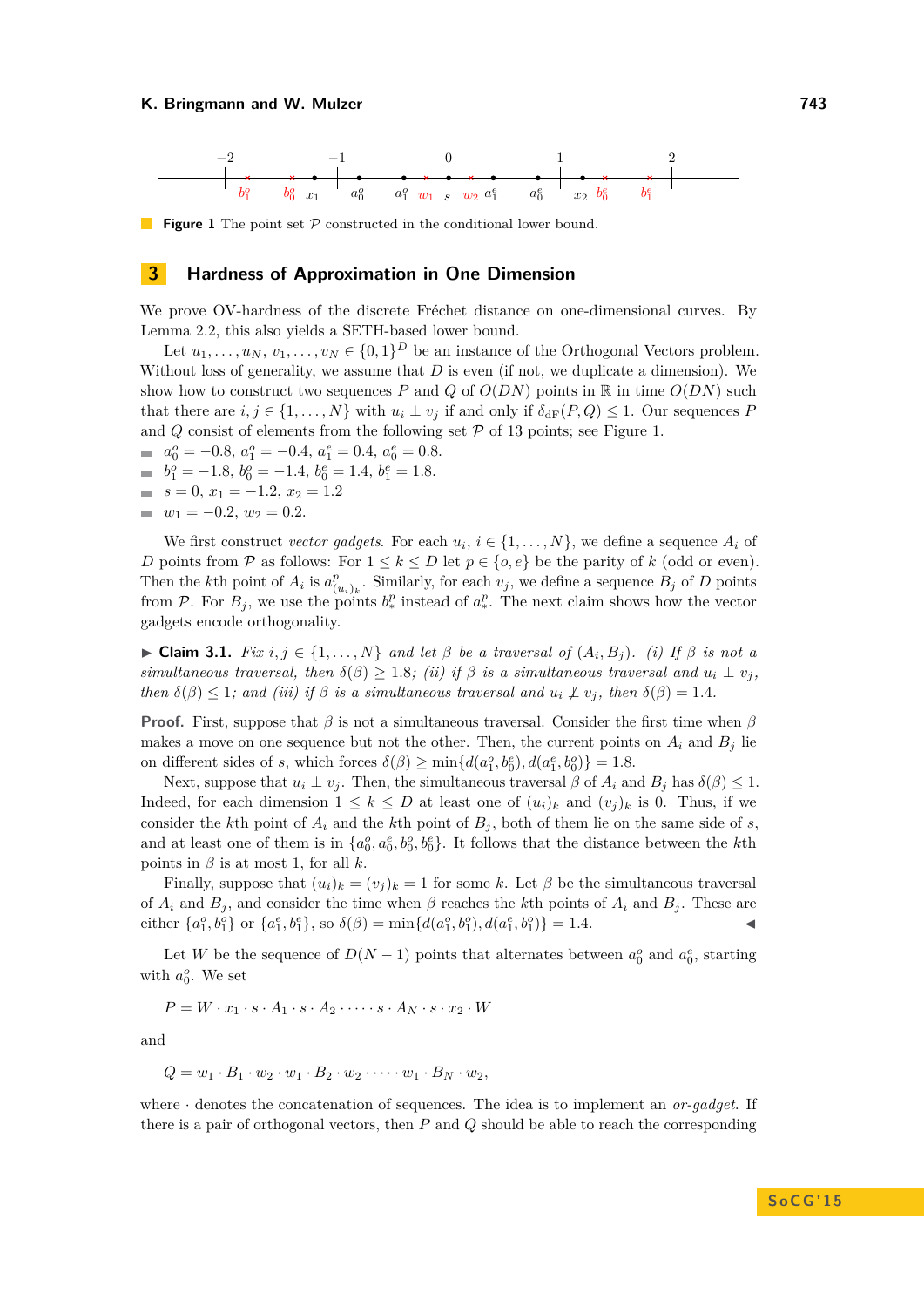**Figure 1** The point set $\mathcal{P}$ constructed in the conditional lower bound.

## 3 Hardness of Approximation in One Dimension

We prove OV-hardness of the discrete Fréchet distance on one-dimensional curves. By Lemma 2.2, this also yields a SETH-based lower bound.

Let $u_1, \ldots, u_N, v_1, \ldots, v_N \in \{0,1\}^D$ be an instance of the Orthogonal Vectors problem. Without loss of generality, we assume that $D$ is even (if not, we duplicate a dimension). We show how to construct two sequences $P$ and $Q$ of $O(DN)$ points in $\mathbb{R}$ in time $O(DN)$ such that there are $i, j \in \{1, \ldots, N\}$ with $u_i \perp v_j$ if and only if $\delta_{\mathrm{dF}}(P, Q) \leq 1$. Our sequences $P$ and $Q$ consist of elements from the following set $\mathcal{P}$ of 13 points; see Figure 1.

- $a_0^o = -0.8$, $a_1^o = -0.4$, $a_1^e = 0.4$, $a_0^e = 0.8$.
- $b_1^o = -1.8$, $b_0^o = -1.4$, $b_0^e = 1.4$, $b_1^e = 1.8$.
- $s = 0$, $x_1 = -1.2$, $x_2 = 1.2$
- $w_1 = -0.2$, $w_2 = 0.2$.

We first construct *vector gadgets*. For each $u_i$, $i \in \{1, \ldots, N\}$, we define a sequence $A_i$ of $D$ points from $\mathcal{P}$ as follows: For $1 \leq k \leq D$ let $p \in \{o, e\}$ be the parity of $k$ (odd or even). Then the $k$th point of $A_i$ is $a^p_{(u_i)_k}$. Similarly, for each $v_j$, we define a sequence $B_j$ of $D$ points from $\mathcal{P}$. For $B_j$, we use the points $b^p_*$ instead of $a^p_*$. The next claim shows how the vector gadgets encode orthogonality.

▶ **Claim 3.1.** *Fix $i, j \in \{1, \ldots, N\}$ and let $\beta$ be a traversal of $(A_i, B_j)$. (i) If $\beta$ is not a simultaneous traversal, then $\delta(\beta) \geq 1.8$; (ii) if $\beta$ is a simultaneous traversal and $u_i \perp v_j$, then $\delta(\beta) \leq 1$; and (iii) if $\beta$ is a simultaneous traversal and $u_i \not\perp v_j$, then $\delta(\beta) = 1.4$.*

**Proof.** First, suppose that $\beta$ is not a simultaneous traversal. Consider the first time when $\beta$ makes a move on one sequence but not the other. Then, the current points on $A_i$ and $B_j$ lie on different sides of $s$, which forces $\delta(\beta) \geq \min\{d(a_1^o, b_0^e), d(a_1^e, b_0^o)\} = 1.8$.

Next, suppose that $u_i \perp v_j$. Then, the simultaneous traversal $\beta$ of $A_i$ and $B_j$ has $\delta(\beta) \leq 1$. Indeed, for each dimension $1 \leq k \leq D$ at least one of $(u_i)_k$ and $(v_j)_k$ is 0. Thus, if we consider the $k$th point of $A_i$ and the $k$th point of $B_j$, both of them lie on the same side of $s$, and at least one of them is in $\{a_0^o, a_0^e, b_0^o, b_0^e\}$. It follows that the distance between the $k$th points in $\beta$ is at most 1, for all $k$.

Finally, suppose that $(u_i)_k = (v_j)_k = 1$ for some $k$. Let $\beta$ be the simultaneous traversal of $A_i$ and $B_j$, and consider the time when $\beta$ reaches the $k$th points of $A_i$ and $B_j$. These are either $\{a_1^o, b_1^o\}$ or $\{a_1^e, b_1^e\}$, so $\delta(\beta) = \min\{d(a_1^o, b_1^o), d(a_1^e, b_1^o)\} = 1.4$. ◀

Let $W$ be the sequence of $D(N-1)$ points that alternates between $a_0^o$ and $a_0^e$, starting with $a_0^o$. We set

$$P = W \cdot x_1 \cdot s \cdot A_1 \cdot s \cdot A_2 \cdot \cdots \cdot s \cdot A_N \cdot s \cdot x_2 \cdot W$$

and

$$Q = w_1 \cdot B_1 \cdot w_2 \cdot w_1 \cdot B_2 \cdot w_2 \cdot \cdots \cdot w_1 \cdot B_N \cdot w_2,$$

where $\cdot$ denotes the concatenation of sequences. The idea is to implement an *or-gadget*. If there is a pair of orthogonal vectors, then $P$ and $Q$ should be able to reach the corresponding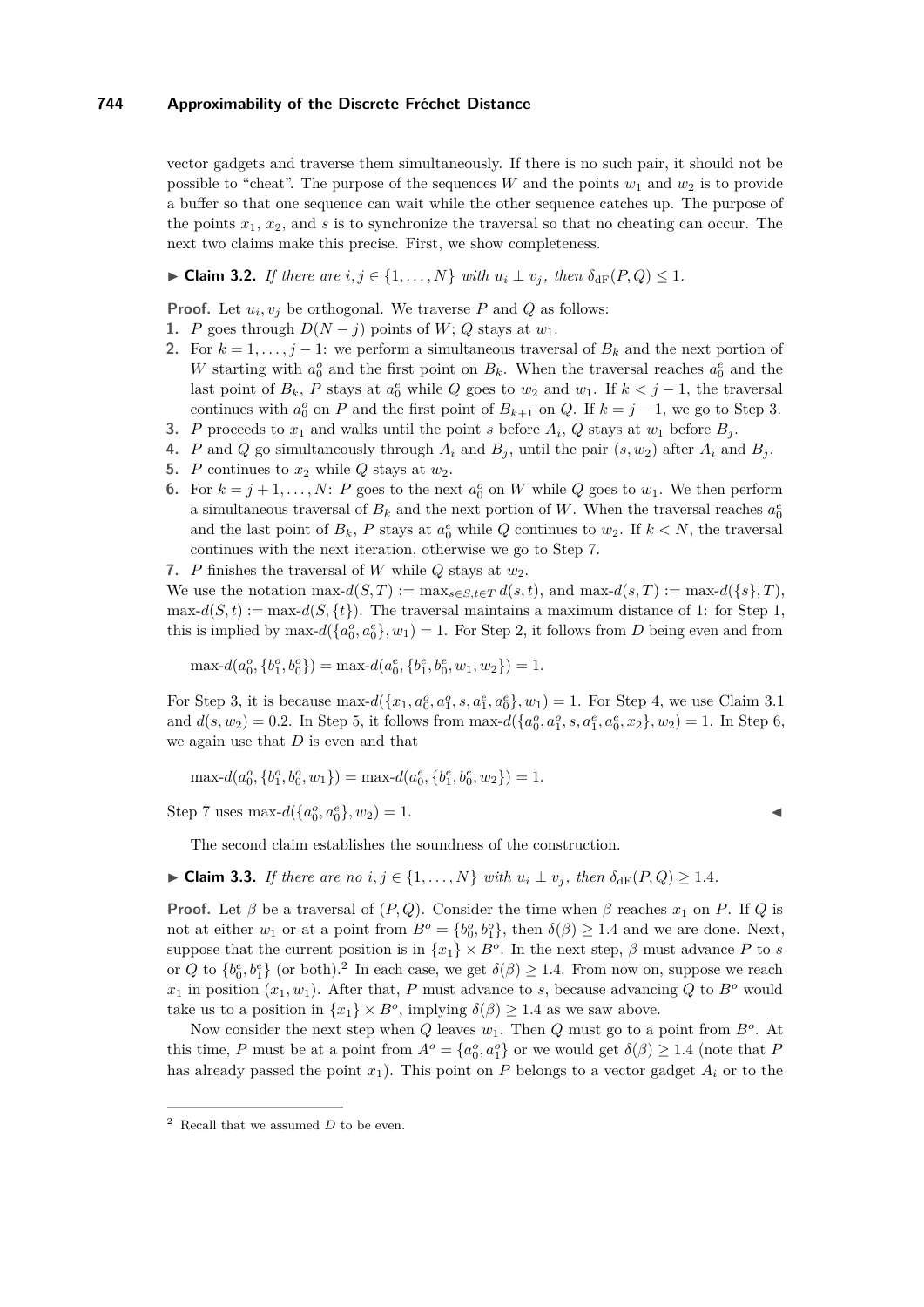vector gadgets and traverse them simultaneously. If there is no such pair, it should not be possible to "cheat". The purpose of the sequences $W$ and the points $w_1$ and $w_2$ is to provide a buffer so that one sequence can wait while the other sequence catches up. The purpose of the points $x_1$, $x_2$, and $s$ is to synchronize the traversal so that no cheating can occur. The next two claims make this precise. First, we show completeness.

▶ **Claim 3.2.** *If there are $i, j \in \{1, \dots, N\}$ with $u_i \perp v_j$, then $\delta_{\mathrm{dF}}(P, Q) \leq 1$.*

**Proof.** Let $u_i, v_j$ be orthogonal. We traverse $P$ and $Q$ as follows:

1. $P$ goes through $D(N - j)$ points of $W$; $Q$ stays at $w_1$.
2. For $k = 1, \dots, j - 1$: we perform a simultaneous traversal of $B_k$ and the next portion of $W$ starting with $a_0^o$ and the first point on $B_k$. When the traversal reaches $a_0^e$ and the last point of $B_k$, $P$ stays at $a_0^e$ while $Q$ goes to $w_2$ and $w_1$. If $k < j - 1$, the traversal continues with $a_0^o$ on $P$ and the first point of $B_{k+1}$ on $Q$. If $k = j - 1$, we go to Step 3.
3. $P$ proceeds to $x_1$ and walks until the point $s$ before $A_i$, $Q$ stays at $w_1$ before $B_j$.
4. $P$ and $Q$ go simultaneously through $A_i$ and $B_j$, until the pair $(s, w_2)$ after $A_i$ and $B_j$.
5. $P$ continues to $x_2$ while $Q$ stays at $w_2$.
6. For $k = j + 1, \dots, N$: $P$ goes to the next $a_0^o$ on $W$ while $Q$ goes to $w_1$. We then perform a simultaneous traversal of $B_k$ and the next portion of $W$. When the traversal reaches $a_0^e$ and the last point of $B_k$, $P$ stays at $a_0^e$ while $Q$ continues to $w_2$. If $k < N$, the traversal continues with the next iteration, otherwise we go to Step 7.
7. $P$ finishes the traversal of $W$ while $Q$ stays at $w_2$.

We use the notation $\max\text{-}d(S, T) := \max_{s \in S, t \in T} d(s, t)$, and $\max\text{-}d(s, T) := \max\text{-}d(\{s\}, T)$, $\max\text{-}d(S, t) := \max\text{-}d(S, \{t\})$. The traversal maintains a maximum distance of 1: for Step 1, this is implied by $\max\text{-}d(\{a_0^o, a_0^e\}, w_1) = 1$. For Step 2, it follows from $D$ being even and from

$$\max\text{-}d(a_0^o, \{b_1^o, b_0^o\}) = \max\text{-}d(a_0^e, \{b_1^e, b_0^e, w_1, w_2\}) = 1.$$

For Step 3, it is because $\max\text{-}d(\{x_1, a_0^o, a_1^o, s, a_1^e, a_0^e\}, w_1) = 1$. For Step 4, we use Claim 3.1 and $d(s, w_2) = 0.2$. In Step 5, it follows from $\max\text{-}d(\{a_0^o, a_1^o, s, a_1^e, a_0^e, x_2\}, w_2) = 1$. In Step 6, we again use that $D$ is even and that

$$\max\text{-}d(a_0^o, \{b_1^o, b_0^o, w_1\}) = \max\text{-}d(a_0^e, \{b_1^e, b_0^e, w_2\}) = 1.$$

Step 7 uses $\max\text{-}d(\{a_0^o, a_0^e\}, w_2) = 1$. ◀

The second claim establishes the soundness of the construction.

▶ **Claim 3.3.** *If there are no $i, j \in \{1, \dots, N\}$ with $u_i \perp v_j$, then $\delta_{\mathrm{dF}}(P, Q) \geq 1.4$.*

**Proof.** Let $\beta$ be a traversal of $(P, Q)$. Consider the time when $\beta$ reaches $x_1$ on $P$. If $Q$ is not at either $w_1$ or at a point from $B^o = \{b_0^o, b_1^o\}$, then $\delta(\beta) \geq 1.4$ and we are done. Next, suppose that the current position is in $\{x_1\} \times B^o$. In the next step, $\beta$ must advance $P$ to $s$ or $Q$ to $\{b_0^e, b_1^e\}$ (or both).[2] In each case, we get $\delta(\beta) \geq 1.4$. From now on, suppose we reach $x_1$ in position $(x_1, w_1)$. After that, $P$ must advance to $s$, because advancing $Q$ to $B^o$ would take us to a position in $\{x_1\} \times B^o$, implying $\delta(\beta) \geq 1.4$ as we saw above.

Now consider the next step when $Q$ leaves $w_1$. Then $Q$ must go to a point from $B^o$. At this time, $P$ must be at a point from $A^o = \{a_0^o, a_1^o\}$ or we would get $\delta(\beta) \geq 1.4$ (note that $P$ has already passed the point $x_1$). This point on $P$ belongs to a vector gadget $A_i$ or to the

[2] Recall that we assumed $D$ to be even.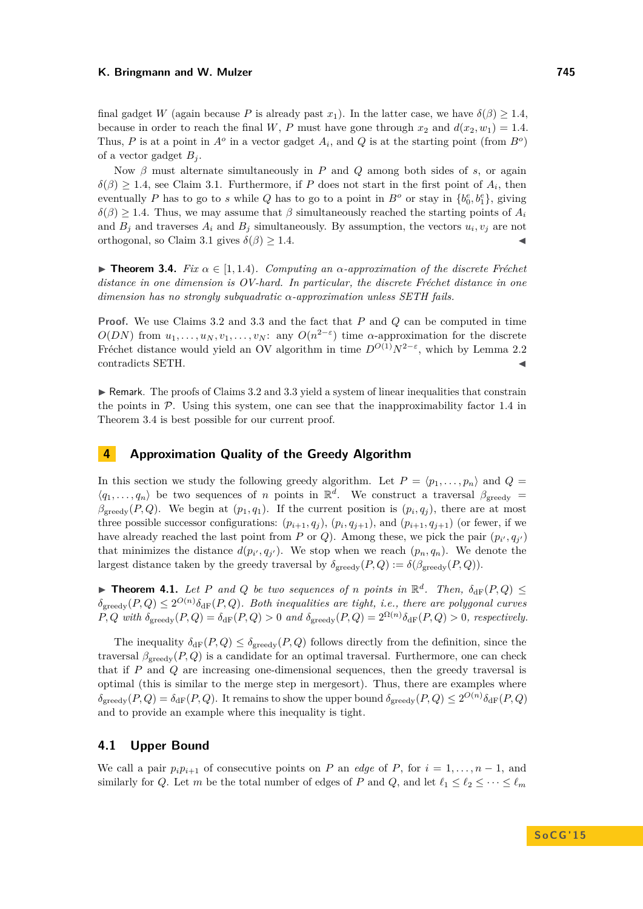final gadget $W$ (again because $P$ is already past $x_1$). In the latter case, we have $\delta(\beta) \geq 1.4$, because in order to reach the final $W$, $P$ must have gone through $x_2$ and $d(x_2, w_1) = 1.4$. Thus, $P$ is at a point in $A^o$ in a vector gadget $A_i$, and $Q$ is at the starting point (from $B^o$) of a vector gadget $B_j$.

Now $\beta$ must alternate simultaneously in $P$ and $Q$ among both sides of $s$, or again $\delta(\beta) \geq 1.4$, see Claim 3.1. Furthermore, if $P$ does not start in the first point of $A_i$, then eventually $P$ has to go to $s$ while $Q$ has to go to a point in $B^o$ or stay in $\{b_0^e, b_1^e\}$, giving $\delta(\beta) \geq 1.4$. Thus, we may assume that $\beta$ simultaneously reached the starting points of $A_i$ and $B_j$ and traverses $A_i$ and $B_j$ simultaneously. By assumption, the vectors $u_i, v_j$ are not orthogonal, so Claim 3.1 gives $\delta(\beta) \geq 1.4$. ◀

▶ **Theorem 3.4.** *Fix $\alpha \in [1, 1.4)$. Computing an $\alpha$-approximation of the discrete Fréchet distance in one dimension is OV-hard. In particular, the discrete Fréchet distance in one dimension has no strongly subquadratic $\alpha$-approximation unless SETH fails.*

**Proof.** We use Claims 3.2 and 3.3 and the fact that $P$ and $Q$ can be computed in time $O(DN)$ from $u_1, \ldots, u_N, v_1, \ldots, v_N$: any $O(n^{2-\varepsilon})$ time $\alpha$-approximation for the discrete Fréchet distance would yield an OV algorithm in time $D^{O(1)}N^{2-\varepsilon}$, which by Lemma 2.2 contradicts SETH. ◀

▶ Remark. The proofs of Claims 3.2 and 3.3 yield a system of linear inequalities that constrain the points in $\mathcal{P}$. Using this system, one can see that the inapproximability factor 1.4 in Theorem 3.4 is best possible for our current proof.

## 4 Approximation Quality of the Greedy Algorithm

In this section we study the following greedy algorithm. Let $P = \langle p_1, \ldots, p_n \rangle$ and $Q = \langle q_1, \ldots, q_n \rangle$ be two sequences of $n$ points in $\mathbb{R}^d$. We construct a traversal $\beta_{\text{greedy}} = \beta_{\text{greedy}}(P, Q)$. We begin at $(p_1, q_1)$. If the current position is $(p_i, q_j)$, there are at most three possible successor configurations: $(p_{i+1}, q_j)$, $(p_i, q_{j+1})$, and $(p_{i+1}, q_{j+1})$ (or fewer, if we have already reached the last point from $P$ or $Q$). Among these, we pick the pair $(p_{i'}, q_{j'})$ that minimizes the distance $d(p_{i'}, q_{j'})$. We stop when we reach $(p_n, q_n)$. We denote the largest distance taken by the greedy traversal by $\delta_{\text{greedy}}(P, Q) := \delta(\beta_{\text{greedy}}(P, Q))$.

▶ **Theorem 4.1.** *Let $P$ and $Q$ be two sequences of $n$ points in $\mathbb{R}^d$. Then, $\delta_{\text{dF}}(P, Q) \leq \delta_{\text{greedy}}(P, Q) \leq 2^{O(n)}\delta_{\text{dF}}(P, Q)$. Both inequalities are tight, i.e., there are polygonal curves $P, Q$ with $\delta_{\text{greedy}}(P, Q) = \delta_{\text{dF}}(P, Q) > 0$ and $\delta_{\text{greedy}}(P, Q) = 2^{\Omega(n)}\delta_{\text{dF}}(P, Q) > 0$, respectively.*

The inequality $\delta_{\text{dF}}(P, Q) \leq \delta_{\text{greedy}}(P, Q)$ follows directly from the definition, since the traversal $\beta_{\text{greedy}}(P, Q)$ is a candidate for an optimal traversal. Furthermore, one can check that if $P$ and $Q$ are increasing one-dimensional sequences, then the greedy traversal is optimal (this is similar to the merge step in mergesort). Thus, there are examples where $\delta_{\text{greedy}}(P, Q) = \delta_{\text{dF}}(P, Q)$. It remains to show the upper bound $\delta_{\text{greedy}}(P, Q) \leq 2^{O(n)}\delta_{\text{dF}}(P, Q)$ and to provide an example where this inequality is tight.

### 4.1 Upper Bound

We call a pair $p_i p_{i+1}$ of consecutive points on $P$ an *edge* of $P$, for $i = 1, \ldots, n-1$, and similarly for $Q$. Let $m$ be the total number of edges of $P$ and $Q$, and let $\ell_1 \leq \ell_2 \leq \cdots \leq \ell_m$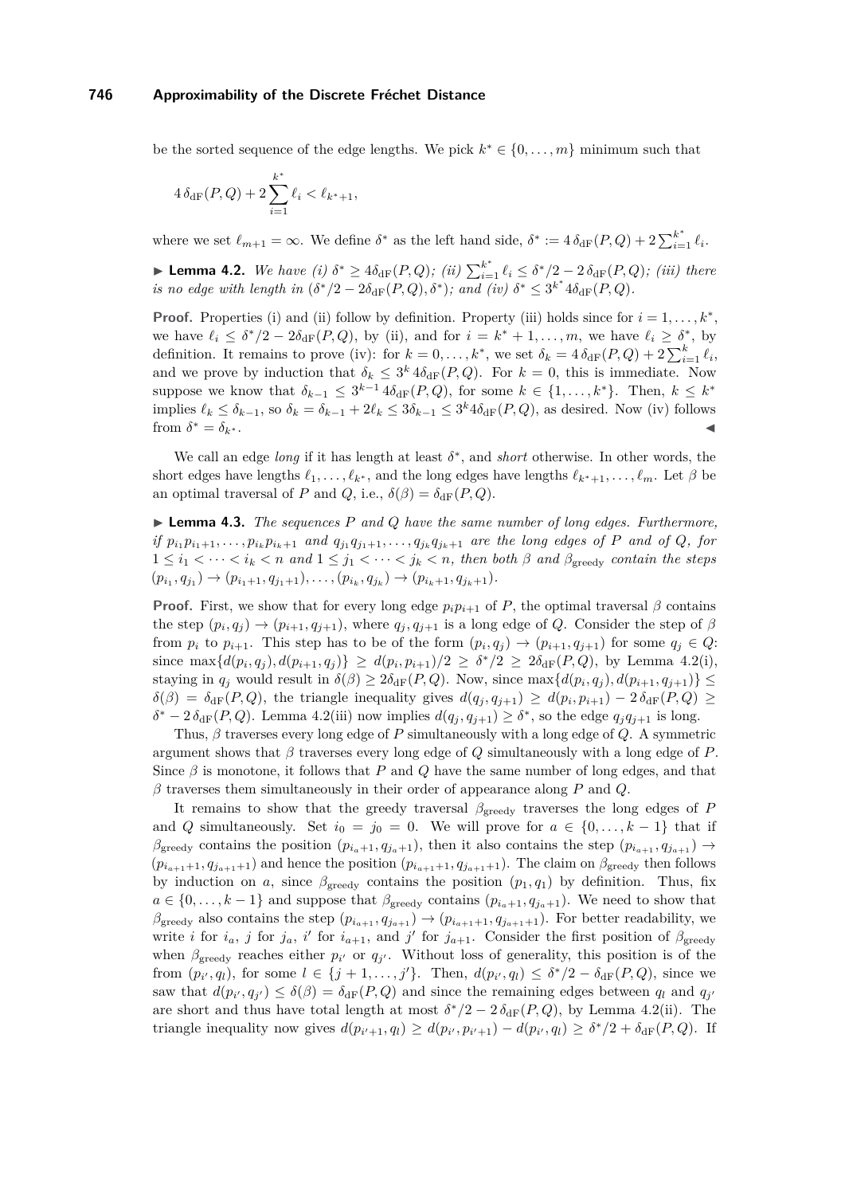be the sorted sequence of the edge lengths. We pick $k^* \in \{0, \dots, m\}$ minimum such that

$$4\,\delta_{\mathrm{dF}}(P,Q) + 2\sum_{i=1}^{k^*} \ell_i < \ell_{k^*+1},$$

where we set $\ell_{m+1} = \infty$. We define $\delta^*$ as the left hand side, $\delta^* := 4\,\delta_{\mathrm{dF}}(P,Q) + 2\sum_{i=1}^{k^*} \ell_i$.

▶ **Lemma 4.2.** *We have (i) $\delta^* \geq 4\delta_{\mathrm{dF}}(P,Q)$; (ii) $\sum_{i=1}^{k^*} \ell_i \leq \delta^*/2 - 2\,\delta_{\mathrm{dF}}(P,Q)$; (iii) there is no edge with length in $(\delta^*/2 - 2\delta_{\mathrm{dF}}(P,Q), \delta^*)$; and (iv) $\delta^* \leq 3^{k^*} 4\delta_{\mathrm{dF}}(P,Q)$.*

**Proof.** Properties (i) and (ii) follow by definition. Property (iii) holds since for $i = 1, \dots, k^*$, we have $\ell_i \leq \delta^*/2 - 2\delta_{\mathrm{dF}}(P,Q)$, by (ii), and for $i = k^* + 1, \dots, m$, we have $\ell_i \geq \delta^*$, by definition. It remains to prove (iv): for $k = 0, \dots, k^*$, we set $\delta_k = 4\,\delta_{\mathrm{dF}}(P,Q) + 2\sum_{i=1}^{k} \ell_i$, and we prove by induction that $\delta_k \leq 3^k\, 4\delta_{\mathrm{dF}}(P,Q)$. For $k = 0$, this is immediate. Now suppose we know that $\delta_{k-1} \leq 3^{k-1}\, 4\delta_{\mathrm{dF}}(P,Q)$, for some $k \in \{1, \dots, k^*\}$. Then, $k \leq k^*$ implies $\ell_k \leq \delta_{k-1}$, so $\delta_k = \delta_{k-1} + 2\ell_k \leq 3\delta_{k-1} \leq 3^k 4\delta_{\mathrm{dF}}(P,Q)$, as desired. Now (iv) follows from $\delta^* = \delta_{k^*}$. ◀

We call an edge *long* if it has length at least $\delta^*$, and *short* otherwise. In other words, the short edges have lengths $\ell_1, \dots, \ell_{k^*}$, and the long edges have lengths $\ell_{k^*+1}, \dots, \ell_m$. Let $\beta$ be an optimal traversal of $P$ and $Q$, i.e., $\delta(\beta) = \delta_{\mathrm{dF}}(P,Q)$.

▶ **Lemma 4.3.** *The sequences $P$ and $Q$ have the same number of long edges. Furthermore, if $p_{i_1}p_{i_1+1}, \dots, p_{i_k}p_{i_k+1}$ and $q_{j_1}q_{j_1+1}, \dots, q_{j_k}q_{j_k+1}$ are the long edges of $P$ and of $Q$, for $1 \leq i_1 < \dots < i_k < n$ and $1 \leq j_1 < \dots < j_k < n$, then both $\beta$ and $\beta_{\mathrm{greedy}}$ contain the steps $(p_{i_1}, q_{j_1}) \to (p_{i_1+1}, q_{j_1+1}), \dots, (p_{i_k}, q_{j_k}) \to (p_{i_k+1}, q_{j_k+1})$.*

**Proof.** First, we show that for every long edge $p_ip_{i+1}$ of $P$, the optimal traversal $\beta$ contains the step $(p_i, q_j) \to (p_{i+1}, q_{j+1})$, where $q_j, q_{j+1}$ is a long edge of $Q$. Consider the step of $\beta$ from $p_i$ to $p_{i+1}$. This step has to be of the form $(p_i, q_j) \to (p_{i+1}, q_{j+1})$ for some $q_j \in Q$: since $\max\{d(p_i, q_j), d(p_{i+1}, q_j)\} \geq d(p_i, p_{i+1})/2 \geq \delta^*/2 \geq 2\delta_{\mathrm{dF}}(P,Q)$, by Lemma 4.2(i), staying in $q_j$ would result in $\delta(\beta) \geq 2\delta_{\mathrm{dF}}(P,Q)$. Now, since $\max\{d(p_i, q_j), d(p_{i+1}, q_{j+1})\} \leq \delta(\beta) = \delta_{\mathrm{dF}}(P,Q)$, the triangle inequality gives $d(q_j, q_{j+1}) \geq d(p_i, p_{i+1}) - 2\,\delta_{\mathrm{dF}}(P,Q) \geq \delta^* - 2\,\delta_{\mathrm{dF}}(P,Q)$. Lemma 4.2(iii) now implies $d(q_j, q_{j+1}) \geq \delta^*$, so the edge $q_jq_{j+1}$ is long.

Thus, $\beta$ traverses every long edge of $P$ simultaneously with a long edge of $Q$. A symmetric argument shows that $\beta$ traverses every long edge of $Q$ simultaneously with a long edge of $P$. Since $\beta$ is monotone, it follows that $P$ and $Q$ have the same number of long edges, and that $\beta$ traverses them simultaneously in their order of appearance along $P$ and $Q$.

It remains to show that the greedy traversal $\beta_{\mathrm{greedy}}$ traverses the long edges of $P$ and $Q$ simultaneously. Set $i_0 = j_0 = 0$. We will prove for $a \in \{0, \dots, k-1\}$ that if $\beta_{\mathrm{greedy}}$ contains the position $(p_{i_a+1}, q_{j_a+1})$, then it also contains the step $(p_{i_{a+1}}, q_{j_{a+1}}) \to (p_{i_{a+1}+1}, q_{j_{a+1}+1})$ and hence the position $(p_{i_{a+1}+1}, q_{j_{a+1}+1})$. The claim on $\beta_{\mathrm{greedy}}$ then follows by induction on $a$, since $\beta_{\mathrm{greedy}}$ contains the position $(p_1, q_1)$ by definition. Thus, fix $a \in \{0, \dots, k-1\}$ and suppose that $\beta_{\mathrm{greedy}}$ contains $(p_{i_a+1}, q_{j_a+1})$. We need to show that $\beta_{\mathrm{greedy}}$ also contains the step $(p_{i_{a+1}}, q_{j_{a+1}}) \to (p_{i_{a+1}+1}, q_{j_{a+1}+1})$. For better readability, we write $i$ for $i_a$, $j$ for $j_a$, $i'$ for $i_{a+1}$, and $j'$ for $j_{a+1}$. Consider the first position of $\beta_{\mathrm{greedy}}$ when $\beta_{\mathrm{greedy}}$ reaches either $p_{i'}$ or $q_{j'}$. Without loss of generality, this position is of the from $(p_{i'}, q_l)$, for some $l \in \{j+1, \dots, j'\}$. Then, $d(p_{i'}, q_l) \leq \delta^*/2 - \delta_{\mathrm{dF}}(P,Q)$, since we saw that $d(p_{i'}, q_{j'}) \leq \delta(\beta) = \delta_{\mathrm{dF}}(P,Q)$ and since the remaining edges between $q_l$ and $q_{j'}$ are short and thus have total length at most $\delta^*/2 - 2\,\delta_{\mathrm{dF}}(P,Q)$, by Lemma 4.2(ii). The triangle inequality now gives $d(p_{i'+1}, q_l) \geq d(p_{i'}, p_{i'+1}) - d(p_{i'}, q_l) \geq \delta^*/2 + \delta_{\mathrm{dF}}(P,Q)$. If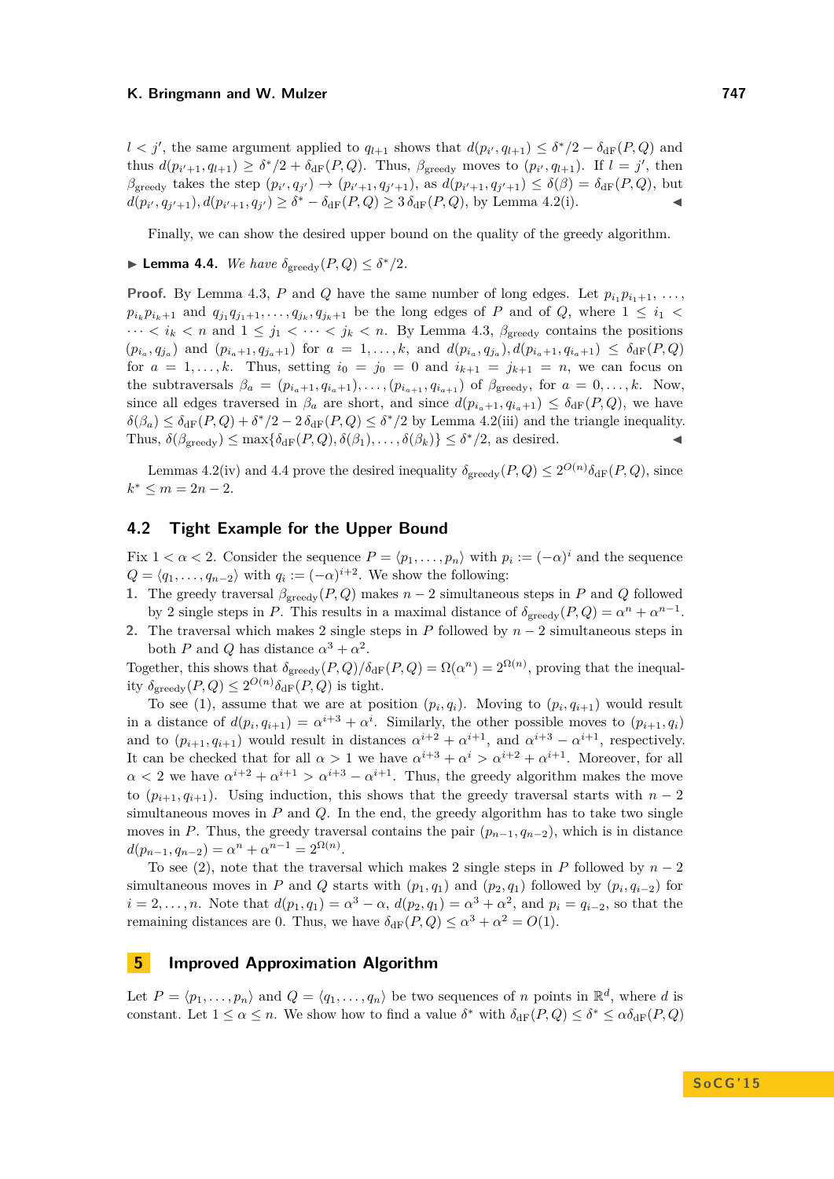$l < j'$, the same argument applied to $q_{l+1}$ shows that $d(p_{i'}, q_{l+1}) \leq \delta^*/2 - \delta_{\mathrm{dF}}(P,Q)$ and thus $d(p_{i'+1}, q_{l+1}) \geq \delta^*/2 + \delta_{\mathrm{dF}}(P,Q)$. Thus, $\beta_{\text{greedy}}$ moves to $(p_{i'}, q_{l+1})$. If $l = j'$, then $\beta_{\text{greedy}}$ takes the step $(p_{i'}, q_{j'}) \to (p_{i'+1}, q_{j'+1})$, as $d(p_{i'+1}, q_{j'+1}) \leq \delta(\beta) = \delta_{\mathrm{dF}}(P,Q)$, but $d(p_{i'}, q_{j'+1}), d(p_{i'+1}, q_{j'}) \geq \delta^* - \delta_{\mathrm{dF}}(P,Q) \geq 3\,\delta_{\mathrm{dF}}(P,Q)$, by Lemma 4.2(i). ◀

Finally, we can show the desired upper bound on the quality of the greedy algorithm.

▶ **Lemma 4.4.** *We have $\delta_{\text{greedy}}(P,Q) \leq \delta^*/2$.*

**Proof.** By Lemma 4.3, $P$ and $Q$ have the same number of long edges. Let $p_{i_1}p_{i_1+1}, \ldots, p_{i_k}p_{i_k+1}$ and $q_{j_1}q_{j_1+1}, \ldots, q_{j_k}q_{j_k+1}$ be the long edges of $P$ and of $Q$, where $1 \leq i_1 < \cdots < i_k < n$ and $1 \leq j_1 < \cdots < j_k < n$. By Lemma 4.3, $\beta_{\text{greedy}}$ contains the positions $(p_{i_a}, q_{j_a})$ and $(p_{i_a+1}, q_{j_a+1})$ for $a = 1, \ldots, k$, and $d(p_{i_a}, q_{j_a}), d(p_{i_a+1}, q_{i_a+1}) \leq \delta_{\mathrm{dF}}(P,Q)$ for $a = 1, \ldots, k$. Thus, setting $i_0 = j_0 = 0$ and $i_{k+1} = j_{k+1} = n$, we can focus on the subtraversals $\beta_a = (p_{i_a+1}, q_{i_a+1}), \ldots, (p_{i_{a+1}}, q_{i_{a+1}})$ of $\beta_{\text{greedy}}$, for $a = 0, \ldots, k$. Now, since all edges traversed in $\beta_a$ are short, and since $d(p_{i_a+1}, q_{i_a+1}) \leq \delta_{\mathrm{dF}}(P,Q)$, we have $\delta(\beta_a) \leq \delta_{\mathrm{dF}}(P,Q) + \delta^*/2 - 2\,\delta_{\mathrm{dF}}(P,Q) \leq \delta^*/2$ by Lemma 4.2(iii) and the triangle inequality. Thus, $\delta(\beta_{\text{greedy}}) \leq \max\{\delta_{\mathrm{dF}}(P,Q), \delta(\beta_1), \ldots, \delta(\beta_k)\} \leq \delta^*/2$, as desired. ◀

Lemmas 4.2(iv) and 4.4 prove the desired inequality $\delta_{\text{greedy}}(P,Q) \leq 2^{O(n)}\delta_{\mathrm{dF}}(P,Q)$, since $k^* \leq m = 2n - 2$.

## 4.2 Tight Example for the Upper Bound

Fix $1 < \alpha < 2$. Consider the sequence $P = \langle p_1, \ldots, p_n \rangle$ with $p_i := (-\alpha)^i$ and the sequence $Q = \langle q_1, \ldots, q_{n-2} \rangle$ with $q_i := (-\alpha)^{i+2}$. We show the following:

1. The greedy traversal $\beta_{\text{greedy}}(P,Q)$ makes $n-2$ simultaneous steps in $P$ and $Q$ followed by 2 single steps in $P$. This results in a maximal distance of $\delta_{\text{greedy}}(P,Q) = \alpha^n + \alpha^{n-1}$.
2. The traversal which makes 2 single steps in $P$ followed by $n-2$ simultaneous steps in both $P$ and $Q$ has distance $\alpha^3 + \alpha^2$.

Together, this shows that $\delta_{\text{greedy}}(P,Q)/\delta_{\mathrm{dF}}(P,Q) = \Omega(\alpha^n) = 2^{\Omega(n)}$, proving that the inequality $\delta_{\text{greedy}}(P,Q) \leq 2^{O(n)}\delta_{\mathrm{dF}}(P,Q)$ is tight.

To see (1), assume that we are at position $(p_i, q_i)$. Moving to $(p_i, q_{i+1})$ would result in a distance of $d(p_i, q_{i+1}) = \alpha^{i+3} + \alpha^i$. Similarly, the other possible moves to $(p_{i+1}, q_i)$ and to $(p_{i+1}, q_{i+1})$ would result in distances $\alpha^{i+2} + \alpha^{i+1}$, and $\alpha^{i+3} - \alpha^{i+1}$, respectively. It can be checked that for all $\alpha > 1$ we have $\alpha^{i+3} + \alpha^i > \alpha^{i+2} + \alpha^{i+1}$. Moreover, for all $\alpha < 2$ we have $\alpha^{i+2} + \alpha^{i+1} > \alpha^{i+3} - \alpha^{i+1}$. Thus, the greedy algorithm makes the move to $(p_{i+1}, q_{i+1})$. Using induction, this shows that the greedy traversal starts with $n-2$ simultaneous moves in $P$ and $Q$. In the end, the greedy algorithm has to take two single moves in $P$. Thus, the greedy traversal contains the pair $(p_{n-1}, q_{n-2})$, which is in distance $d(p_{n-1}, q_{n-2}) = \alpha^n + \alpha^{n-1} = 2^{\Omega(n)}$.

To see (2), note that the traversal which makes 2 single steps in $P$ followed by $n-2$ simultaneous moves in $P$ and $Q$ starts with $(p_1, q_1)$ and $(p_2, q_1)$ followed by $(p_i, q_{i-2})$ for $i = 2, \ldots, n$. Note that $d(p_1, q_1) = \alpha^3 - \alpha$, $d(p_2, q_1) = \alpha^3 + \alpha^2$, and $p_i = q_{i-2}$, so that the remaining distances are 0. Thus, we have $\delta_{\mathrm{dF}}(P,Q) \leq \alpha^3 + \alpha^2 = O(1)$.

# 5 Improved Approximation Algorithm

Let $P = \langle p_1, \ldots, p_n \rangle$ and $Q = \langle q_1, \ldots, q_n \rangle$ be two sequences of $n$ points in $\mathbb{R}^d$, where $d$ is constant. Let $1 \leq \alpha \leq n$. We show how to find a value $\delta^*$ with $\delta_{\mathrm{dF}}(P,Q) \leq \delta^* \leq \alpha\delta_{\mathrm{dF}}(P,Q)$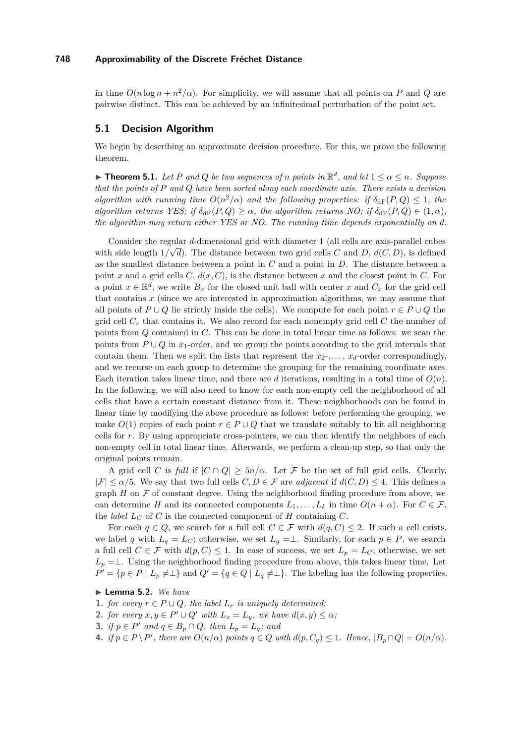in time $O(n \log n + n^2/\alpha)$. For simplicity, we will assume that all points on $P$ and $Q$ are pairwise distinct. This can be achieved by an infinitesimal perturbation of the point set.

## 5.1 Decision Algorithm

We begin by describing an approximate decision procedure. For this, we prove the following theorem.

▶ **Theorem 5.1.** *Let $P$ and $Q$ be two sequences of $n$ points in $\mathbb{R}^d$, and let $1 \leq \alpha \leq n$. Suppose that the points of $P$ and $Q$ have been sorted along each coordinate axis. There exists a decision algorithm with running time $O(n^2/\alpha)$ and the following properties: if $\delta_{\mathrm{dF}}(P,Q) \leq 1$, the algorithm returns YES; if $\delta_{\mathrm{dF}}(P,Q) \geq \alpha$, the algorithm returns NO; if $\delta_{\mathrm{dF}}(P,Q) \in (1, \alpha)$, the algorithm may return either YES or NO. The running time depends exponentially on $d$.*

Consider the regular $d$-dimensional grid with diameter 1 (all cells are axis-parallel cubes with side length $1/\sqrt{d}$). The distance between two grid cells $C$ and $D$, $d(C, D)$, is defined as the smallest distance between a point in $C$ and a point in $D$. The distance between a point $x$ and a grid cells $C$, $d(x, C)$, is the distance between $x$ and the closest point in $C$. For a point $x \in \mathbb{R}^d$, we write $B_x$ for the closed unit ball with center $x$ and $C_x$ for the grid cell that contains $x$ (since we are interested in approximation algorithms, we may assume that all points of $P \cup Q$ lie strictly inside the cells). We compute for each point $r \in P \cup Q$ the grid cell $C_r$ that contains it. We also record for each nonempty grid cell $C$ the number of points from $Q$ contained in $C$. This can be done in total linear time as follows: we scan the points from $P \cup Q$ in $x_1$-order, and we group the points according to the grid intervals that contain them. Then we split the lists that represent the $x_2$-,..., $x_d$-order correspondingly, and we recurse on each group to determine the grouping for the remaining coordinate axes. Each iteration takes linear time, and there are $d$ iterations, resulting in a total time of $O(n)$. In the following, we will also need to know for each non-empty cell the neighborhood of all cells that have a certain constant distance from it. These neighborhoods can be found in linear time by modifying the above procedure as follows: before performing the grouping, we make $O(1)$ copies of each point $r \in P \cup Q$ that we translate suitably to hit all neighboring cells for $r$. By using appropriate cross-pointers, we can then identify the neighbors of each non-empty cell in total linear time. Afterwards, we perform a clean-up step, so that only the original points remain.

A grid cell $C$ is *full* if $|C \cap Q| \geq 5n/\alpha$. Let $\mathcal{F}$ be the set of full grid cells. Clearly, $|\mathcal{F}| \leq \alpha/5$. We say that two full cells $C, D \in \mathcal{F}$ are *adjacent* if $d(C, D) \leq 4$. This defines a graph $H$ on $\mathcal{F}$ of constant degree. Using the neighborhood finding procedure from above, we can determine $H$ and its connected components $L_1, \ldots, L_k$ in time $O(n + \alpha)$. For $C \in \mathcal{F}$, the *label* $L_C$ of $C$ is the connected component of $H$ containing $C$.

For each $q \in Q$, we search for a full cell $C \in \mathcal{F}$ with $d(q, C) \leq 2$. If such a cell exists, we label $q$ with $L_q = L_C$; otherwise, we set $L_q = \perp$. Similarly, for each $p \in P$, we search a full cell $C \in \mathcal{F}$ with $d(p, C) \leq 1$. In case of success, we set $L_p = L_C$; otherwise, we set $L_p = \perp$. Using the neighborhood finding procedure from above, this takes linear time. Let $P' = \{p \in P \mid L_p \neq \perp\}$ and $Q' = \{q \in Q \mid L_q \neq \perp\}$. The labeling has the following properties.

▶ **Lemma 5.2.** *We have*

1. *for every $r \in P \cup Q$, the label $L_r$ is uniquely determined;*
2. *for every $x, y \in P' \cup Q'$ with $L_x = L_y$, we have $d(x, y) \leq \alpha$;*
3. *if $p \in P'$ and $q \in B_p \cap Q$, then $L_p = L_q$; and*
4. *if $p \in P \setminus P'$, there are $O(n/\alpha)$ points $q \in Q$ with $d(p, C_q) \leq 1$. Hence, $|B_p \cap Q| = O(n/\alpha)$.*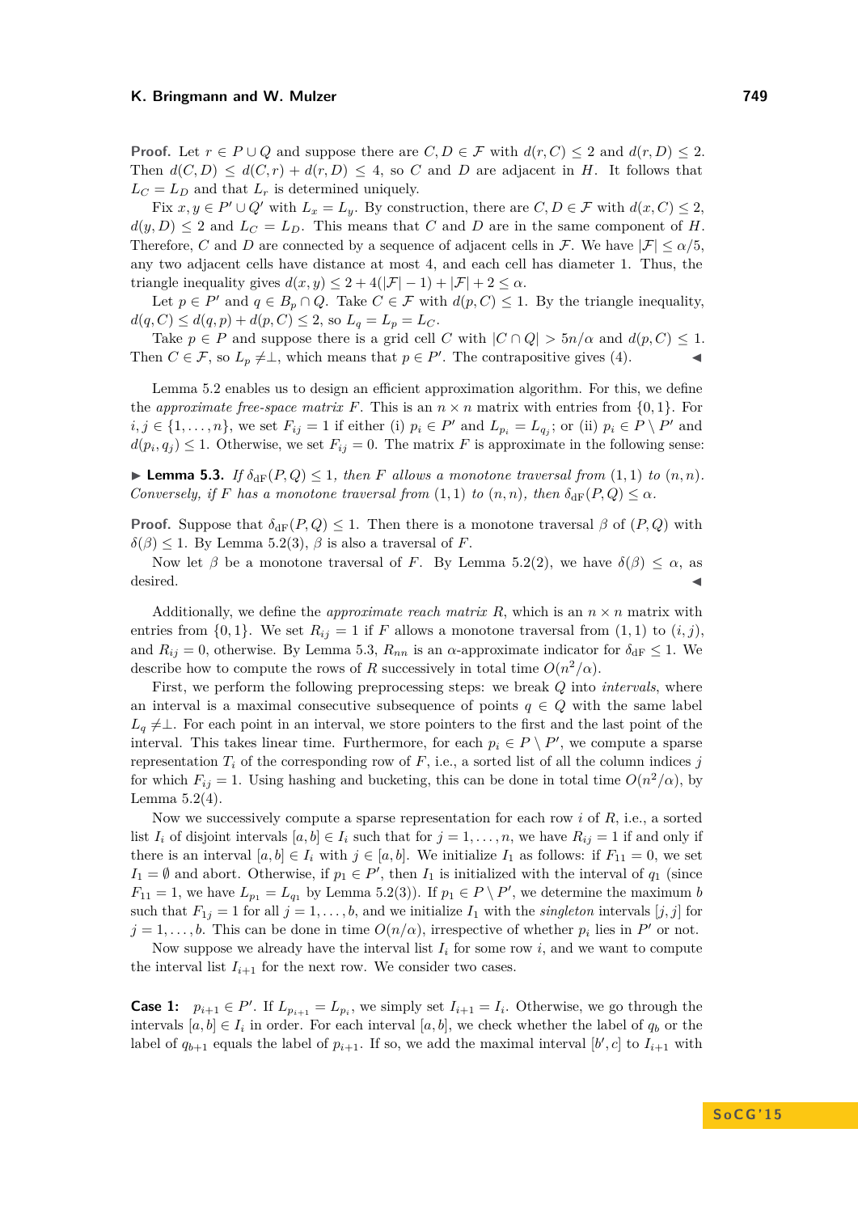**Proof.** Let $r \in P \cup Q$ and suppose there are $C, D \in \mathcal{F}$ with $d(r, C) \leq 2$ and $d(r, D) \leq 2$. Then $d(C, D) \leq d(C, r) + d(r, D) \leq 4$, so $C$ and $D$ are adjacent in $H$. It follows that $L_C = L_D$ and that $L_r$ is determined uniquely.

Fix $x, y \in P' \cup Q'$ with $L_x = L_y$. By construction, there are $C, D \in \mathcal{F}$ with $d(x, C) \leq 2$, $d(y, D) \leq 2$ and $L_C = L_D$. This means that $C$ and $D$ are in the same component of $H$. Therefore, $C$ and $D$ are connected by a sequence of adjacent cells in $\mathcal{F}$. We have $|\mathcal{F}| \leq \alpha/5$, any two adjacent cells have distance at most 4, and each cell has diameter 1. Thus, the triangle inequality gives $d(x, y) \leq 2 + 4(|\mathcal{F}| - 1) + |\mathcal{F}| + 2 \leq \alpha$.

Let $p \in P'$ and $q \in B_p \cap Q$. Take $C \in \mathcal{F}$ with $d(p, C) \leq 1$. By the triangle inequality, $d(q, C) \leq d(q, p) + d(p, C) \leq 2$, so $L_q = L_p = L_C$.

Take $p \in P$ and suppose there is a grid cell $C$ with $|C \cap Q| > 5n/\alpha$ and $d(p, C) \leq 1$. Then $C \in \mathcal{F}$, so $L_p \neq \perp$, which means that $p \in P'$. The contrapositive gives (4). ◀

Lemma 5.2 enables us to design an efficient approximation algorithm. For this, we define the *approximate free-space matrix* $F$. This is an $n \times n$ matrix with entries from $\{0, 1\}$. For $i, j \in \{1, \ldots, n\}$, we set $F_{ij} = 1$ if either (i) $p_i \in P'$ and $L_{p_i} = L_{q_j}$; or (ii) $p_i \in P \setminus P'$ and $d(p_i, q_j) \leq 1$. Otherwise, we set $F_{ij} = 0$. The matrix $F$ is approximate in the following sense:

▶ **Lemma 5.3.** *If $\delta_{\text{dF}}(P, Q) \leq 1$, then $F$ allows a monotone traversal from $(1, 1)$ to $(n, n)$. Conversely, if $F$ has a monotone traversal from $(1, 1)$ to $(n, n)$, then $\delta_{\text{dF}}(P, Q) \leq \alpha$.*

**Proof.** Suppose that $\delta_{\text{dF}}(P, Q) \leq 1$. Then there is a monotone traversal $\beta$ of $(P, Q)$ with $\delta(\beta) \leq 1$. By Lemma 5.2(3), $\beta$ is also a traversal of $F$.

Now let $\beta$ be a monotone traversal of $F$. By Lemma 5.2(2), we have $\delta(\beta) \leq \alpha$, as desired. ◀

Additionally, we define the *approximate reach matrix* $R$, which is an $n \times n$ matrix with entries from $\{0, 1\}$. We set $R_{ij} = 1$ if $F$ allows a monotone traversal from $(1, 1)$ to $(i, j)$, and $R_{ij} = 0$, otherwise. By Lemma 5.3, $R_{nn}$ is an $\alpha$-approximate indicator for $\delta_{\text{dF}} \leq 1$. We describe how to compute the rows of $R$ successively in total time $O(n^2/\alpha)$.

First, we perform the following preprocessing steps: we break $Q$ into *intervals*, where an interval is a maximal consecutive subsequence of points $q \in Q$ with the same label $L_q \neq \perp$. For each point in an interval, we store pointers to the first and the last point of the interval. This takes linear time. Furthermore, for each $p_i \in P \setminus P'$, we compute a sparse representation $T_i$ of the corresponding row of $F$, i.e., a sorted list of all the column indices $j$ for which $F_{ij} = 1$. Using hashing and bucketing, this can be done in total time $O(n^2/\alpha)$, by Lemma 5.2(4).

Now we successively compute a sparse representation for each row $i$ of $R$, i.e., a sorted list $I_i$ of disjoint intervals $[a, b] \in I_i$ such that for $j = 1, \ldots, n$, we have $R_{ij} = 1$ if and only if there is an interval $[a, b] \in I_i$ with $j \in [a, b]$. We initialize $I_1$ as follows: if $F_{11} = 0$, we set $I_1 = \emptyset$ and abort. Otherwise, if $p_1 \in P'$, then $I_1$ is initialized with the interval of $q_1$ (since $F_{11} = 1$, we have $L_{p_1} = L_{q_1}$ by Lemma 5.2(3)). If $p_1 \in P \setminus P'$, we determine the maximum $b$ such that $F_{1j} = 1$ for all $j = 1, \ldots, b$, and we initialize $I_1$ with the *singleton* intervals $[j, j]$ for $j = 1, \ldots, b$. This can be done in time $O(n/\alpha)$, irrespective of whether $p_i$ lies in $P'$ or not.

Now suppose we already have the interval list $I_i$ for some row $i$, and we want to compute the interval list $I_{i+1}$ for the next row. We consider two cases.

**Case 1:** $p_{i+1} \in P'$. If $L_{p_{i+1}} = L_{p_i}$, we simply set $I_{i+1} = I_i$. Otherwise, we go through the intervals $[a, b] \in I_i$ in order. For each interval $[a, b]$, we check whether the label of $q_b$ or the label of $q_{b+1}$ equals the label of $p_{i+1}$. If so, we add the maximal interval $[b', c]$ to $I_{i+1}$ with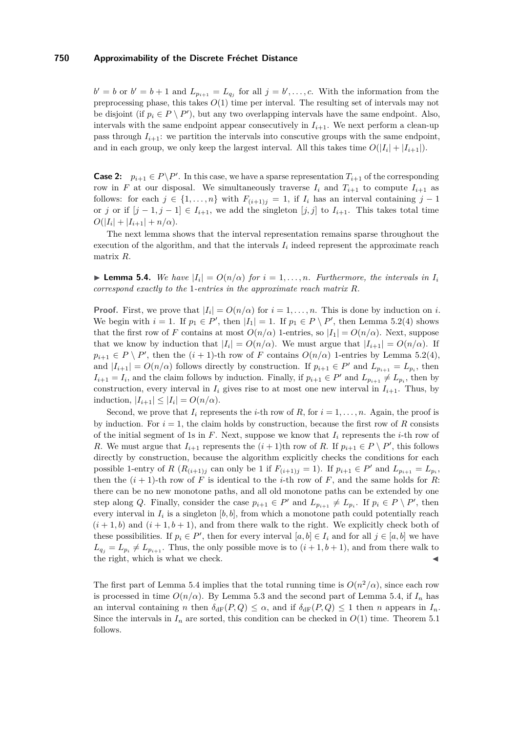$b' = b$ or $b' = b + 1$ and $L_{p_{i+1}} = L_{q_j}$ for all $j = b', \ldots, c$. With the information from the preprocessing phase, this takes $O(1)$ time per interval. The resulting set of intervals may not be disjoint (if $p_i \in P \setminus P'$), but any two overlapping intervals have the same endpoint. Also, intervals with the same endpoint appear consecutively in $I_{i+1}$. We next perform a clean-up pass through $I_{i+1}$: we partition the intervals into consecutive groups with the same endpoint, and in each group, we only keep the largest interval. All this takes time $O(|I_i| + |I_{i+1}|)$.

**Case 2:** $p_{i+1} \in P \setminus P'$. In this case, we have a sparse representation $T_{i+1}$ of the corresponding row in $F$ at our disposal. We simultaneously traverse $I_i$ and $T_{i+1}$ to compute $I_{i+1}$ as follows: for each $j \in \{1, \ldots, n\}$ with $F_{(i+1)j} = 1$, if $I_i$ has an interval containing $j - 1$ or $j$ or if $[j-1, j-1] \in I_{i+1}$, we add the singleton $[j, j]$ to $I_{i+1}$. This takes total time $O(|I_i| + |I_{i+1}| + n/\alpha)$.

The next lemma shows that the interval representation remains sparse throughout the execution of the algorithm, and that the intervals $I_i$ indeed represent the approximate reach matrix $R$.

▶ **Lemma 5.4.** *We have $|I_i| = O(n/\alpha)$ for $i = 1, \ldots, n$. Furthermore, the intervals in $I_i$ correspond exactly to the 1-entries in the approximate reach matrix $R$.*

**Proof.** First, we prove that $|I_i| = O(n/\alpha)$ for $i = 1, \ldots, n$. This is done by induction on $i$. We begin with $i = 1$. If $p_1 \in P'$, then $|I_1| = 1$. If $p_1 \in P \setminus P'$, then Lemma 5.2(4) shows that the first row of $F$ contains at most $O(n/\alpha)$ 1-entries, so $|I_1| = O(n/\alpha)$. Next, suppose that we know by induction that $|I_i| = O(n/\alpha)$. We must argue that $|I_{i+1}| = O(n/\alpha)$. If $p_{i+1} \in P \setminus P'$, then the $(i+1)$-th row of $F$ contains $O(n/\alpha)$ 1-entries by Lemma 5.2(4), and $|I_{i+1}| = O(n/\alpha)$ follows directly by construction. If $p_{i+1} \in P'$ and $L_{p_{i+1}} = L_{p_i}$, then $I_{i+1} = I_i$, and the claim follows by induction. Finally, if $p_{i+1} \in P'$ and $L_{p_{i+1}} \neq L_{p_i}$, then by construction, every interval in $I_i$ gives rise to at most one new interval in $I_{i+1}$. Thus, by induction, $|I_{i+1}| \leq |I_i| = O(n/\alpha)$.

Second, we prove that $I_i$ represents the $i$-th row of $R$, for $i = 1, \ldots, n$. Again, the proof is by induction. For $i = 1$, the claim holds by construction, because the first row of $R$ consists of the initial segment of 1s in $F$. Next, suppose we know that $I_i$ represents the $i$-th row of $R$. We must argue that $I_{i+1}$ represents the $(i+1)$th row of $R$. If $p_{i+1} \in P \setminus P'$, this follows directly by construction, because the algorithm explicitly checks the conditions for each possible 1-entry of $R$ ($R_{(i+1)j}$ can only be 1 if $F_{(i+1)j} = 1$). If $p_{i+1} \in P'$ and $L_{p_{i+1}} = L_{p_i}$, then the $(i+1)$-th row of $F$ is identical to the $i$-th row of $F$, and the same holds for $R$: there can be no new monotone paths, and all old monotone paths can be extended by one step along $Q$. Finally, consider the case $p_{i+1} \in P'$ and $L_{p_{i+1}} \neq L_{p_i}$. If $p_i \in P \setminus P'$, then every interval in $I_i$ is a singleton $[b, b]$, from which a monotone path could potentially reach $(i+1, b)$ and $(i+1, b+1)$, and from there walk to the right. We explicitly check both of these possibilities. If $p_i \in P'$, then for every interval $[a, b] \in I_i$ and for all $j \in [a, b]$ we have $L_{q_j} = L_{p_i} \neq L_{p_{i+1}}$. Thus, the only possible move is to $(i+1, b+1)$, and from there walk to the right, which is what we check. ◀

The first part of Lemma 5.4 implies that the total running time is $O(n^2/\alpha)$, since each row is processed in time $O(n/\alpha)$. By Lemma 5.3 and the second part of Lemma 5.4, if $I_n$ has an interval containing $n$ then $\delta_{\mathrm{dF}}(P, Q) \leq \alpha$, and if $\delta_{\mathrm{dF}}(P, Q) \leq 1$ then $n$ appears in $I_n$. Since the intervals in $I_n$ are sorted, this condition can be checked in $O(1)$ time. Theorem 5.1 follows.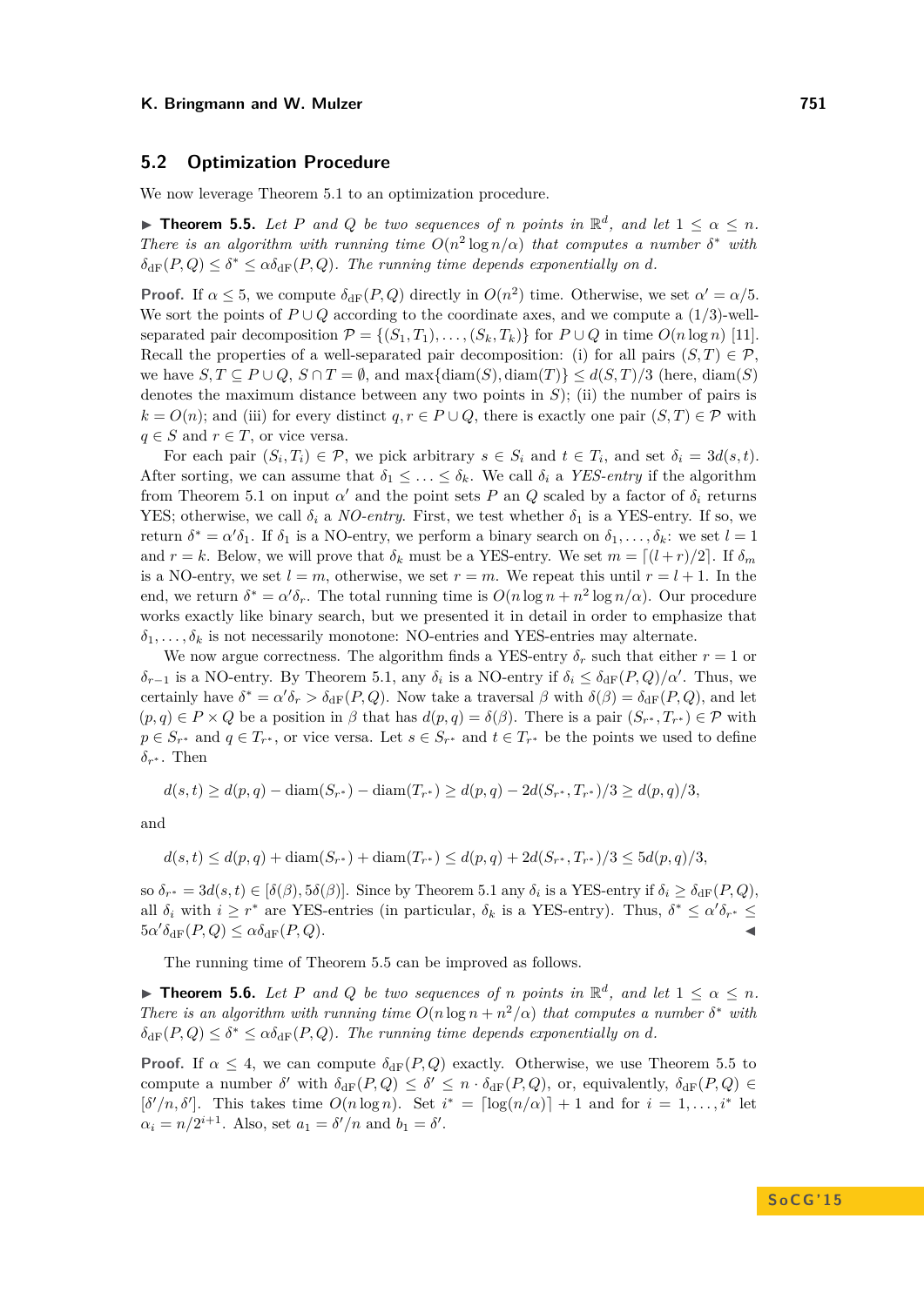## 5.2 Optimization Procedure

We now leverage Theorem 5.1 to an optimization procedure.

▶ **Theorem 5.5.** *Let $P$ and $Q$ be two sequences of $n$ points in $\mathbb{R}^d$, and let $1 \leq \alpha \leq n$. There is an algorithm with running time $O(n^2 \log n/\alpha)$ that computes a number $\delta^*$ with $\delta_{\mathrm{dF}}(P,Q) \leq \delta^* \leq \alpha\delta_{\mathrm{dF}}(P,Q)$. The running time depends exponentially on $d$.*

**Proof.** If $\alpha \leq 5$, we compute $\delta_{\mathrm{dF}}(P,Q)$ directly in $O(n^2)$ time. Otherwise, we set $\alpha' = \alpha/5$. We sort the points of $P \cup Q$ according to the coordinate axes, and we compute a $(1/3)$-well-separated pair decomposition $\mathcal{P} = \{(S_1,T_1),\dots,(S_k,T_k)\}$ for $P \cup Q$ in time $O(n \log n)$ [11]. Recall the properties of a well-separated pair decomposition: (i) for all pairs $(S,T) \in \mathcal{P}$, we have $S,T \subseteq P \cup Q$, $S \cap T = \emptyset$, and $\max\{\mathrm{diam}(S), \mathrm{diam}(T)\} \leq d(S,T)/3$ (here, $\mathrm{diam}(S)$ denotes the maximum distance between any two points in $S$); (ii) the number of pairs is $k = O(n)$; and (iii) for every distinct $q, r \in P \cup Q$, there is exactly one pair $(S,T) \in \mathcal{P}$ with $q \in S$ and $r \in T$, or vice versa.

For each pair $(S_i,T_i) \in \mathcal{P}$, we pick arbitrary $s \in S_i$ and $t \in T_i$, and set $\delta_i = 3d(s,t)$. After sorting, we can assume that $\delta_1 \leq \ldots \leq \delta_k$. We call $\delta_i$ a *YES-entry* if the algorithm from Theorem 5.1 on input $\alpha'$ and the point sets $P$ an $Q$ scaled by a factor of $\delta_i$ returns YES; otherwise, we call $\delta_i$ a *NO-entry*. First, we test whether $\delta_1$ is a YES-entry. If so, we return $\delta^* = \alpha'\delta_1$. If $\delta_1$ is a NO-entry, we perform a binary search on $\delta_1,\dots,\delta_k$: we set $l = 1$ and $r = k$. Below, we will prove that $\delta_k$ must be a YES-entry. We set $m = \lceil (l+r)/2 \rceil$. If $\delta_m$ is a NO-entry, we set $l = m$, otherwise, we set $r = m$. We repeat this until $r = l+1$. In the end, we return $\delta^* = \alpha'\delta_r$. The total running time is $O(n \log n + n^2 \log n/\alpha)$. Our procedure works exactly like binary search, but we presented it in detail in order to emphasize that $\delta_1,\dots,\delta_k$ is not necessarily monotone: NO-entries and YES-entries may alternate.

We now argue correctness. The algorithm finds a YES-entry $\delta_r$ such that either $r = 1$ or $\delta_{r-1}$ is a NO-entry. By Theorem 5.1, any $\delta_i$ is a NO-entry if $\delta_i \leq \delta_{\mathrm{dF}}(P,Q)/\alpha'$. Thus, we certainly have $\delta^* = \alpha'\delta_r > \delta_{\mathrm{dF}}(P,Q)$. Now take a traversal $\beta$ with $\delta(\beta) = \delta_{\mathrm{dF}}(P,Q)$, and let $(p,q) \in P \times Q$ be a position in $\beta$ that has $d(p,q) = \delta(\beta)$. There is a pair $(S_{r^*},T_{r^*}) \in \mathcal{P}$ with $p \in S_{r^*}$ and $q \in T_{r^*}$, or vice versa. Let $s \in S_{r^*}$ and $t \in T_{r^*}$ be the points we used to define $\delta_{r^*}$. Then

$$d(s,t) \geq d(p,q) - \mathrm{diam}(S_{r^*}) - \mathrm{diam}(T_{r^*}) \geq d(p,q) - 2d(S_{r^*},T_{r^*})/3 \geq d(p,q)/3,$$

and

$$d(s,t) \leq d(p,q) + \mathrm{diam}(S_{r^*}) + \mathrm{diam}(T_{r^*}) \leq d(p,q) + 2d(S_{r^*},T_{r^*})/3 \leq 5d(p,q)/3,$$

so $\delta_{r^*} = 3d(s,t) \in [\delta(\beta), 5\delta(\beta)]$. Since by Theorem 5.1 any $\delta_i$ is a YES-entry if $\delta_i \geq \delta_{\mathrm{dF}}(P,Q)$, all $\delta_i$ with $i \geq r^*$ are YES-entries (in particular, $\delta_k$ is a YES-entry). Thus, $\delta^* \leq \alpha'\delta_{r^*} \leq 5\alpha'\delta_{\mathrm{dF}}(P,Q) \leq \alpha\delta_{\mathrm{dF}}(P,Q)$. ◀

The running time of Theorem 5.5 can be improved as follows.

▶ **Theorem 5.6.** *Let $P$ and $Q$ be two sequences of $n$ points in $\mathbb{R}^d$, and let $1 \leq \alpha \leq n$. There is an algorithm with running time $O(n \log n + n^2/\alpha)$ that computes a number $\delta^*$ with $\delta_{\mathrm{dF}}(P,Q) \leq \delta^* \leq \alpha\delta_{\mathrm{dF}}(P,Q)$. The running time depends exponentially on $d$.*

**Proof.** If $\alpha \leq 4$, we can compute $\delta_{\mathrm{dF}}(P,Q)$ exactly. Otherwise, we use Theorem 5.5 to compute a number $\delta'$ with $\delta_{\mathrm{dF}}(P,Q) \leq \delta' \leq n \cdot \delta_{\mathrm{dF}}(P,Q)$, or, equivalently, $\delta_{\mathrm{dF}}(P,Q) \in [\delta'/n, \delta']$. This takes time $O(n \log n)$. Set $i^* = \lceil \log(n/\alpha) \rceil + 1$ and for $i = 1,\dots,i^*$ let $\alpha_i = n/2^{i+1}$. Also, set $a_1 = \delta'/n$ and $b_1 = \delta'$.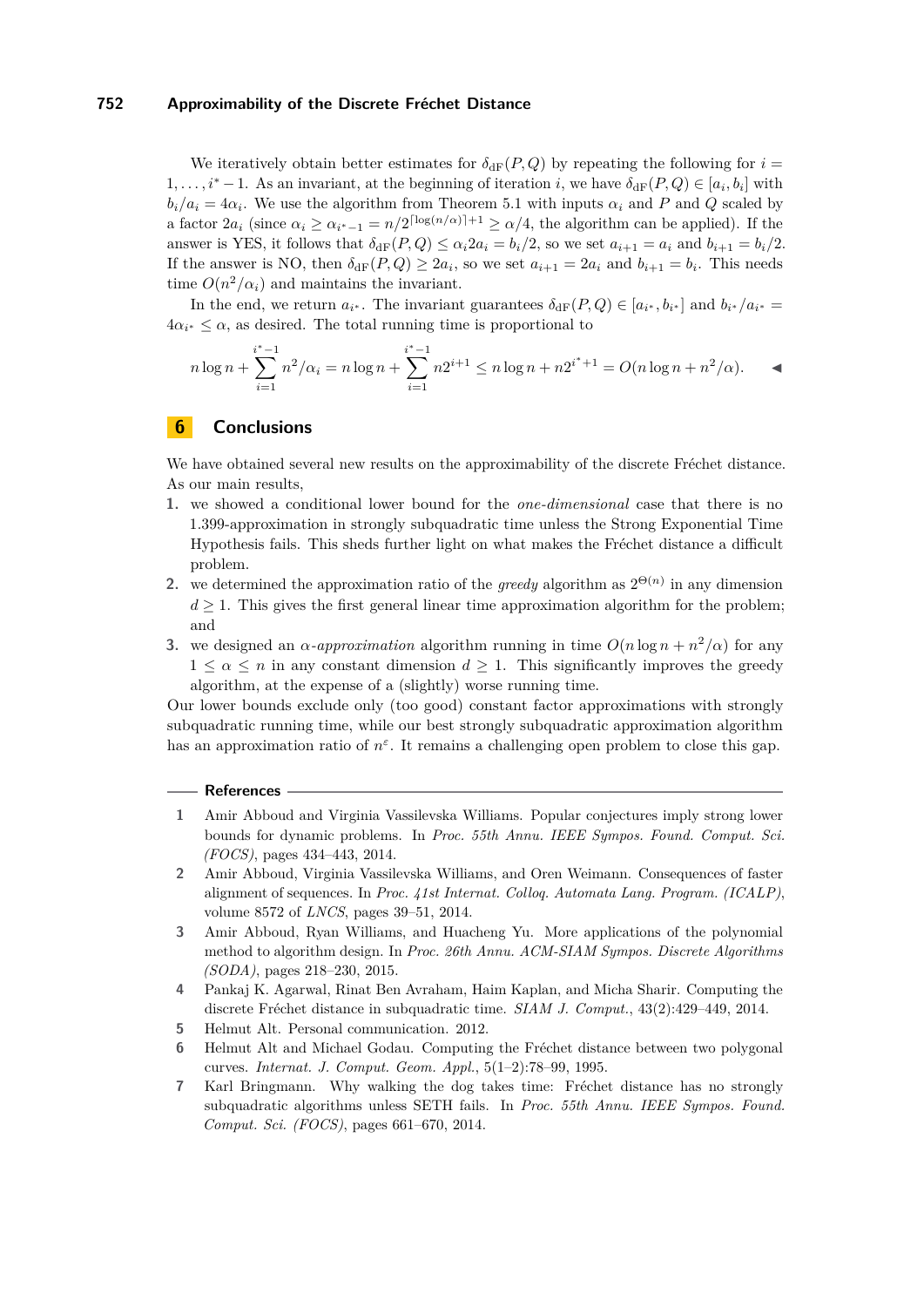We iteratively obtain better estimates for $\delta_{\mathrm{dF}}(P,Q)$ by repeating the following for $i = 1, \ldots, i^*-1$. As an invariant, at the beginning of iteration $i$, we have $\delta_{\mathrm{dF}}(P,Q) \in [a_i, b_i]$ with $b_i/a_i = 4\alpha_i$. We use the algorithm from Theorem 5.1 with inputs $\alpha_i$ and $P$ and $Q$ scaled by a factor $2a_i$ (since $\alpha_i \geq \alpha_{i^*-1} = n/2^{\lceil \log(n/\alpha) \rceil + 1} \geq \alpha/4$, the algorithm can be applied). If the answer is YES, it follows that $\delta_{\mathrm{dF}}(P,Q) \leq \alpha_i 2a_i = b_i/2$, so we set $a_{i+1} = a_i$ and $b_{i+1} = b_i/2$. If the answer is NO, then $\delta_{\mathrm{dF}}(P,Q) \geq 2a_i$, so we set $a_{i+1} = 2a_i$ and $b_{i+1} = b_i$. This needs time $O(n^2/\alpha_i)$ and maintains the invariant.

In the end, we return $a_{i^*}$. The invariant guarantees $\delta_{\mathrm{dF}}(P,Q) \in [a_{i^*}, b_{i^*}]$ and $b_{i^*}/a_{i^*} = 4\alpha_{i^*} \leq \alpha$, as desired. The total running time is proportional to

$$n \log n + \sum_{i=1}^{i^*-1} n^2/\alpha_i = n \log n + \sum_{i=1}^{i^*-1} n 2^{i+1} \leq n \log n + n 2^{i^*+1} = O(n \log n + n^2/\alpha). \quad ◀$$

## 6 Conclusions

We have obtained several new results on the approximability of the discrete Fréchet distance. As our main results,

1. we showed a conditional lower bound for the *one-dimensional* case that there is no 1.399-approximation in strongly subquadratic time unless the Strong Exponential Time Hypothesis fails. This sheds further light on what makes the Fréchet distance a difficult problem.
2. we determined the approximation ratio of the *greedy* algorithm as $2^{\Theta(n)}$ in any dimension $d \geq 1$. This gives the first general linear time approximation algorithm for the problem; and
3. we designed an $\alpha$-*approximation* algorithm running in time $O(n \log n + n^2/\alpha)$ for any $1 \leq \alpha \leq n$ in any constant dimension $d \geq 1$. This significantly improves the greedy algorithm, at the expense of a (slightly) worse running time.

Our lower bounds exclude only (too good) constant factor approximations with strongly subquadratic running time, while our best strongly subquadratic approximation algorithm has an approximation ratio of $n^{\varepsilon}$. It remains a challenging open problem to close this gap.

## References

1. Amir Abboud and Virginia Vassilevska Williams. Popular conjectures imply strong lower bounds for dynamic problems. In *Proc. 55th Annu. IEEE Sympos. Found. Comput. Sci. (FOCS)*, pages 434–443, 2014.
2. Amir Abboud, Virginia Vassilevska Williams, and Oren Weimann. Consequences of faster alignment of sequences. In *Proc. 41st Internat. Colloq. Automata Lang. Program. (ICALP)*, volume 8572 of *LNCS*, pages 39–51, 2014.
3. Amir Abboud, Ryan Williams, and Huacheng Yu. More applications of the polynomial method to algorithm design. In *Proc. 26th Annu. ACM-SIAM Sympos. Discrete Algorithms (SODA)*, pages 218–230, 2015.
4. Pankaj K. Agarwal, Rinat Ben Avraham, Haim Kaplan, and Micha Sharir. Computing the discrete Fréchet distance in subquadratic time. *SIAM J. Comput.*, 43(2):429–449, 2014.
5. Helmut Alt. Personal communication. 2012.
6. Helmut Alt and Michael Godau. Computing the Fréchet distance between two polygonal curves. *Internat. J. Comput. Geom. Appl.*, 5(1–2):78–99, 1995.
7. Karl Bringmann. Why walking the dog takes time: Fréchet distance has no strongly subquadratic algorithms unless SETH fails. In *Proc. 55th Annu. IEEE Sympos. Found. Comput. Sci. (FOCS)*, pages 661–670, 2014.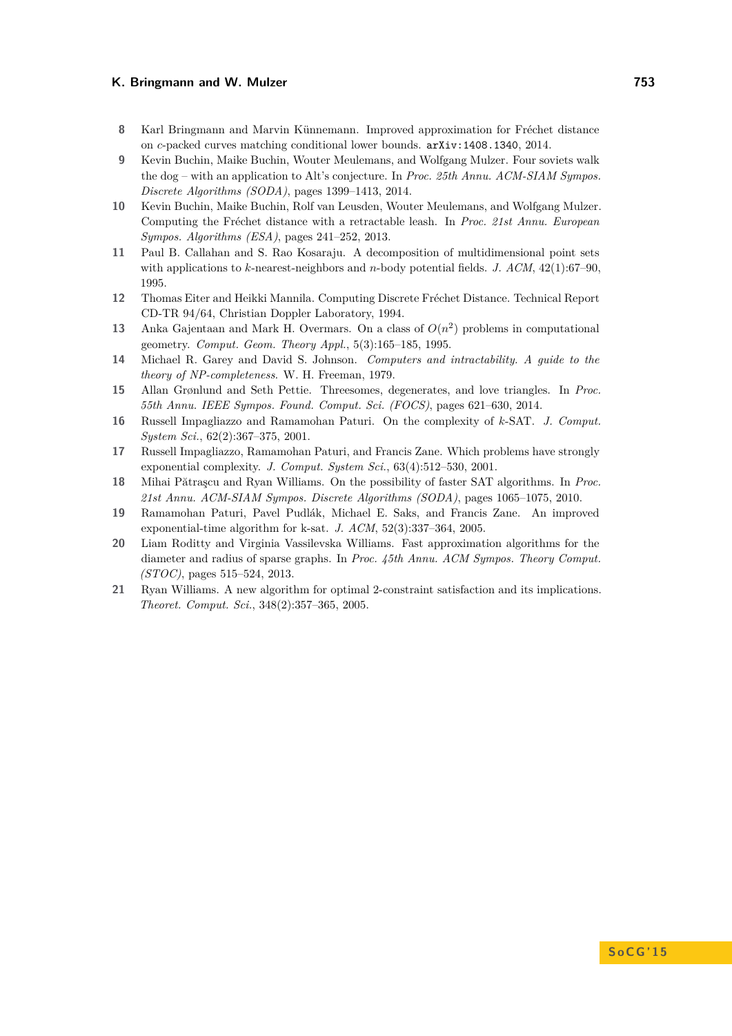8. Karl Bringmann and Marvin Künnemann. Improved approximation for Fréchet distance on $c$-packed curves matching conditional lower bounds. arXiv:1408.1340, 2014.
9. Kevin Buchin, Maike Buchin, Wouter Meulemans, and Wolfgang Mulzer. Four soviets walk the dog – with an application to Alt's conjecture. In *Proc. 25th Annu. ACM-SIAM Sympos. Discrete Algorithms (SODA)*, pages 1399–1413, 2014.
10. Kevin Buchin, Maike Buchin, Rolf van Leusden, Wouter Meulemans, and Wolfgang Mulzer. Computing the Fréchet distance with a retractable leash. In *Proc. 21st Annu. European Sympos. Algorithms (ESA)*, pages 241–252, 2013.
11. Paul B. Callahan and S. Rao Kosaraju. A decomposition of multidimensional point sets with applications to $k$-nearest-neighbors and $n$-body potential fields. *J. ACM*, 42(1):67–90, 1995.
12. Thomas Eiter and Heikki Mannila. Computing Discrete Fréchet Distance. Technical Report CD-TR 94/64, Christian Doppler Laboratory, 1994.
13. Anka Gajentaan and Mark H. Overmars. On a class of $O(n^2)$ problems in computational geometry. *Comput. Geom. Theory Appl.*, 5(3):165–185, 1995.
14. Michael R. Garey and David S. Johnson. *Computers and intractability. A guide to the theory of NP-completeness.* W. H. Freeman, 1979.
15. Allan Grønlund and Seth Pettie. Threesomes, degenerates, and love triangles. In *Proc. 55th Annu. IEEE Sympos. Found. Comput. Sci. (FOCS)*, pages 621–630, 2014.
16. Russell Impagliazzo and Ramamohan Paturi. On the complexity of $k$-SAT. *J. Comput. System Sci.*, 62(2):367–375, 2001.
17. Russell Impagliazzo, Ramamohan Paturi, and Francis Zane. Which problems have strongly exponential complexity. *J. Comput. System Sci.*, 63(4):512–530, 2001.
18. Mihai Pătraşcu and Ryan Williams. On the possibility of faster SAT algorithms. In *Proc. 21st Annu. ACM-SIAM Sympos. Discrete Algorithms (SODA)*, pages 1065–1075, 2010.
19. Ramamohan Paturi, Pavel Pudlák, Michael E. Saks, and Francis Zane. An improved exponential-time algorithm for k-sat. *J. ACM*, 52(3):337–364, 2005.
20. Liam Roditty and Virginia Vassilevska Williams. Fast approximation algorithms for the diameter and radius of sparse graphs. In *Proc. 45th Annu. ACM Sympos. Theory Comput. (STOC)*, pages 515–524, 2013.
21. Ryan Williams. A new algorithm for optimal 2-constraint satisfaction and its implications. *Theoret. Comput. Sci.*, 348(2):357–365, 2005.